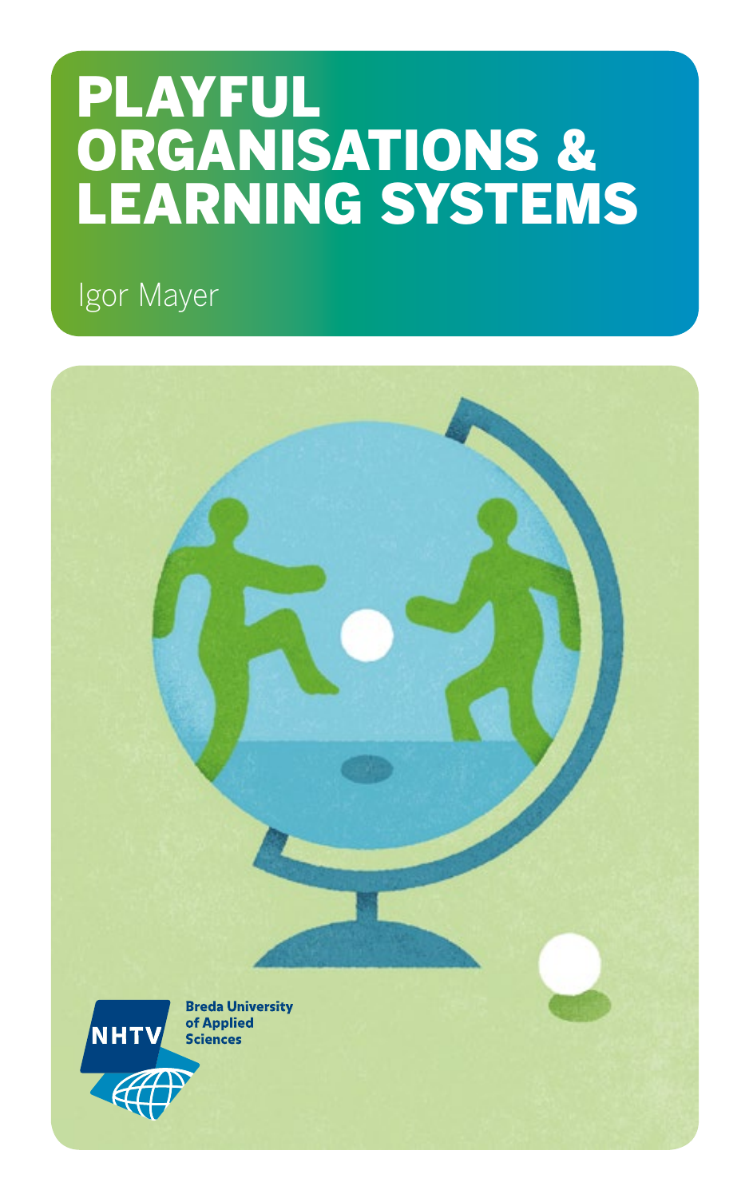# PLAYFUL ORGANISATIONS & LEARNING SYSTEMS

Igor Mayer

NHTV Breda University of Applied Sciences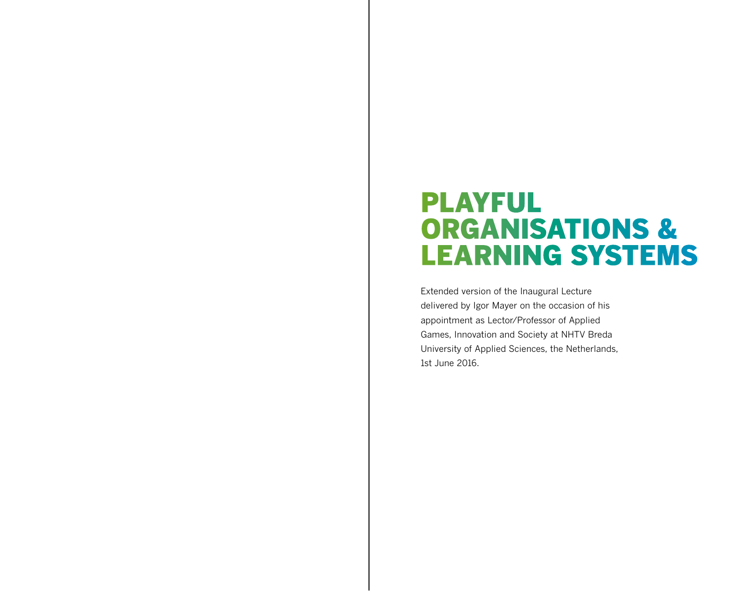# PLAYFUL ORGANISATIONS & LEARNING SYSTEMS

Extended version of the Inaugural Lecture delivered by Igor Mayer on the occasion of his appointment as Lector/Professor of Applied Games, Innovation and Society at NHTV Breda University of Applied Sciences, the Netherlands, 1st June 2016.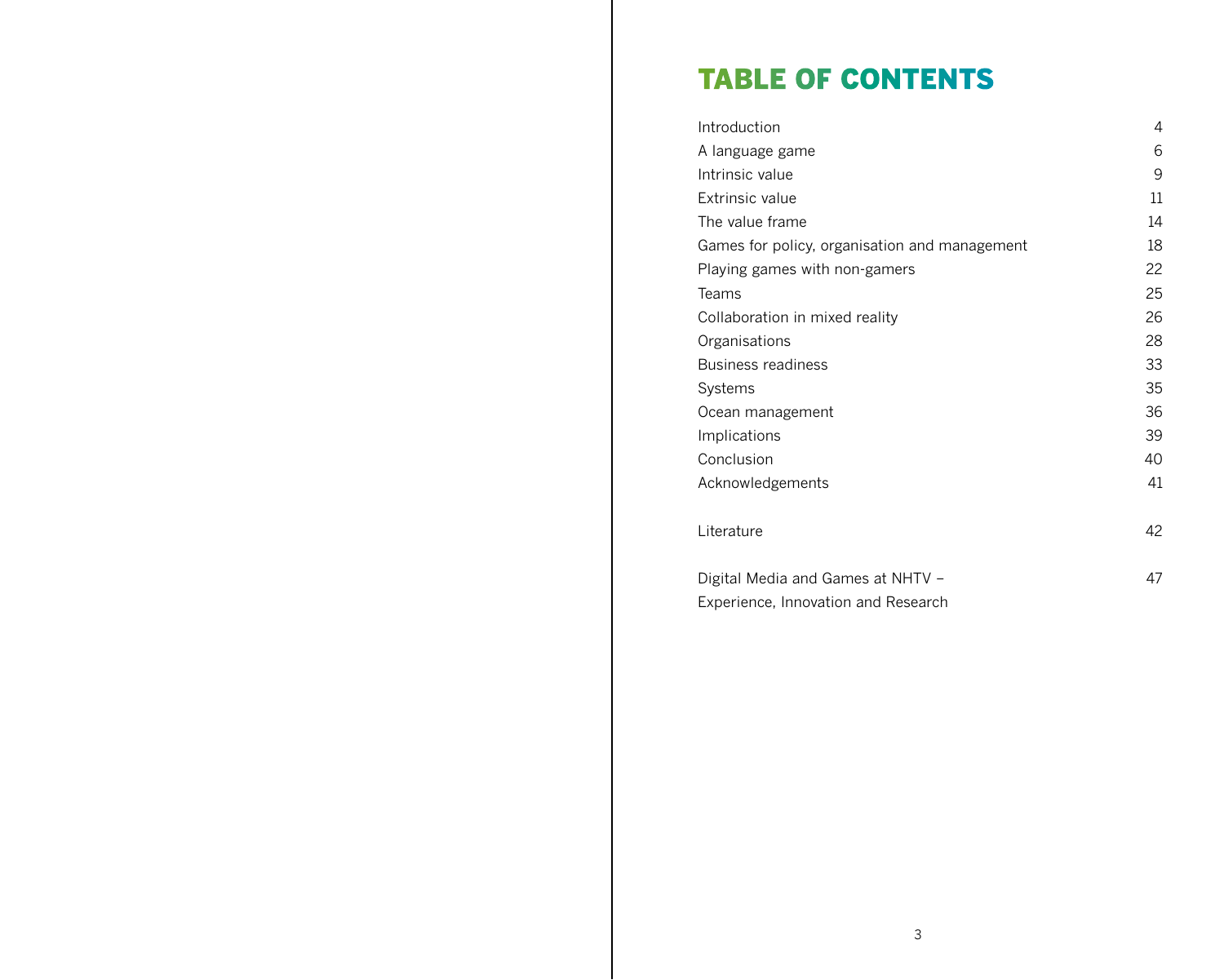# TABLE OF CONTENTS

| | |
|---|---|
| Introduction | 4 |
| A language game | 6 |
| Intrinsic value | 9 |
| Extrinsic value | 11 |
| The value frame | 14 |
| Games for policy, organisation and management | 18 |
| Playing games with non-gamers | 22 |
| Teams | 25 |
| Collaboration in mixed reality | 26 |
| Organisations | 28 |
| Business readiness | 33 |
| Systems | 35 |
| Ocean management | 36 |
| Implications | 39 |
| Conclusion | 40 |
| Acknowledgements | 41 |
| Literature | 42 |
| Digital Media and Games at NHTV – Experience, Innovation and Research | 47 |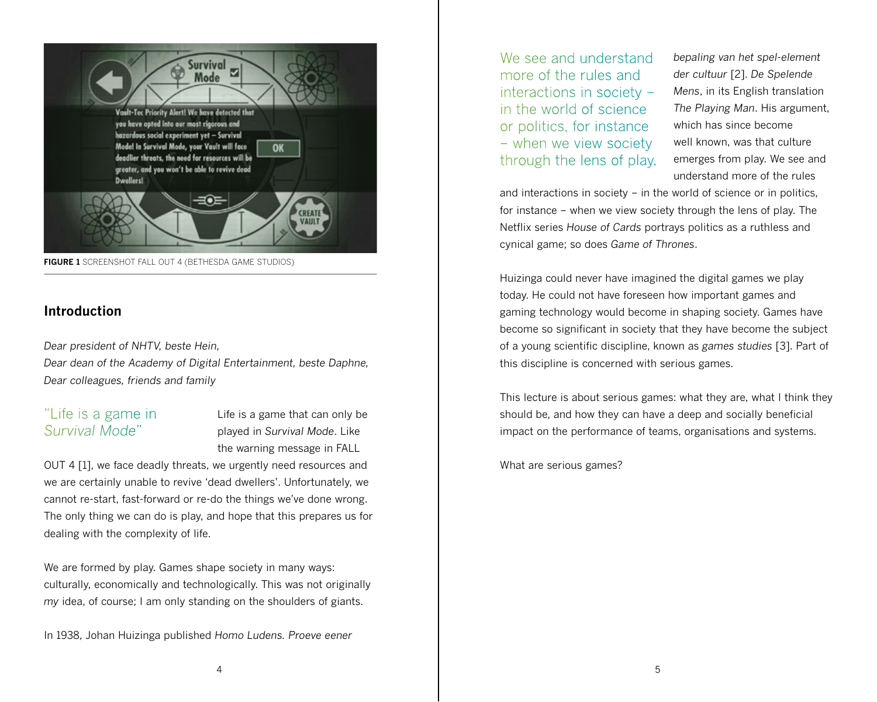FIGURE 1 SCREENSHOT FALL OUT 4 (BETHESDA GAME STUDIOS)

## Introduction

*Dear president of NHTV, beste Hein,*
*Dear dean of the Academy of Digital Entertainment, beste Daphne,*
*Dear colleagues, friends and family*

> "Life is a game in *Survival Mode*"

Life is a game that can only be played in *Survival Mode*. Like the warning message in FALL OUT 4 [1], we face deadly threats, we urgently need resources and we are certainly unable to revive 'dead dwellers'. Unfortunately, we cannot re-start, fast-forward or re-do the things we've done wrong. The only thing we can do is play, and hope that this prepares us for dealing with the complexity of life.

We are formed by play. Games shape society in many ways: culturally, economically and technologically. This was not originally *my* idea, of course; I am only standing on the shoulders of giants.

In 1938, Johan Huizinga published *Homo Ludens. Proeve eener bepaling van het spel-element der cultuur* [2]. *De Spelende Mens*, in its English translation *The Playing Man*. His argument, which has since become well known, was that culture emerges from play. We see and understand more of the rules and interactions in society – in the world of science or in politics, for instance – when we view society through the lens of play. The Netflix series *House of Cards* portrays politics as a ruthless and cynical game; so does *Game of Thrones*.

> We see and understand more of the rules and interactions in society – in the world of science or politics, for instance – when we view society through the lens of play.

Huizinga could never have imagined the digital games we play today. He could not have foreseen how important games and gaming technology would become in shaping society. Games have become so significant in society that they have become the subject of a young scientific discipline, known as *games studies* [3]. Part of this discipline is concerned with serious games.

This lecture is about serious games: what they are, what I think they should be, and how they can have a deep and socially beneficial impact on the performance of teams, organisations and systems.

What are serious games?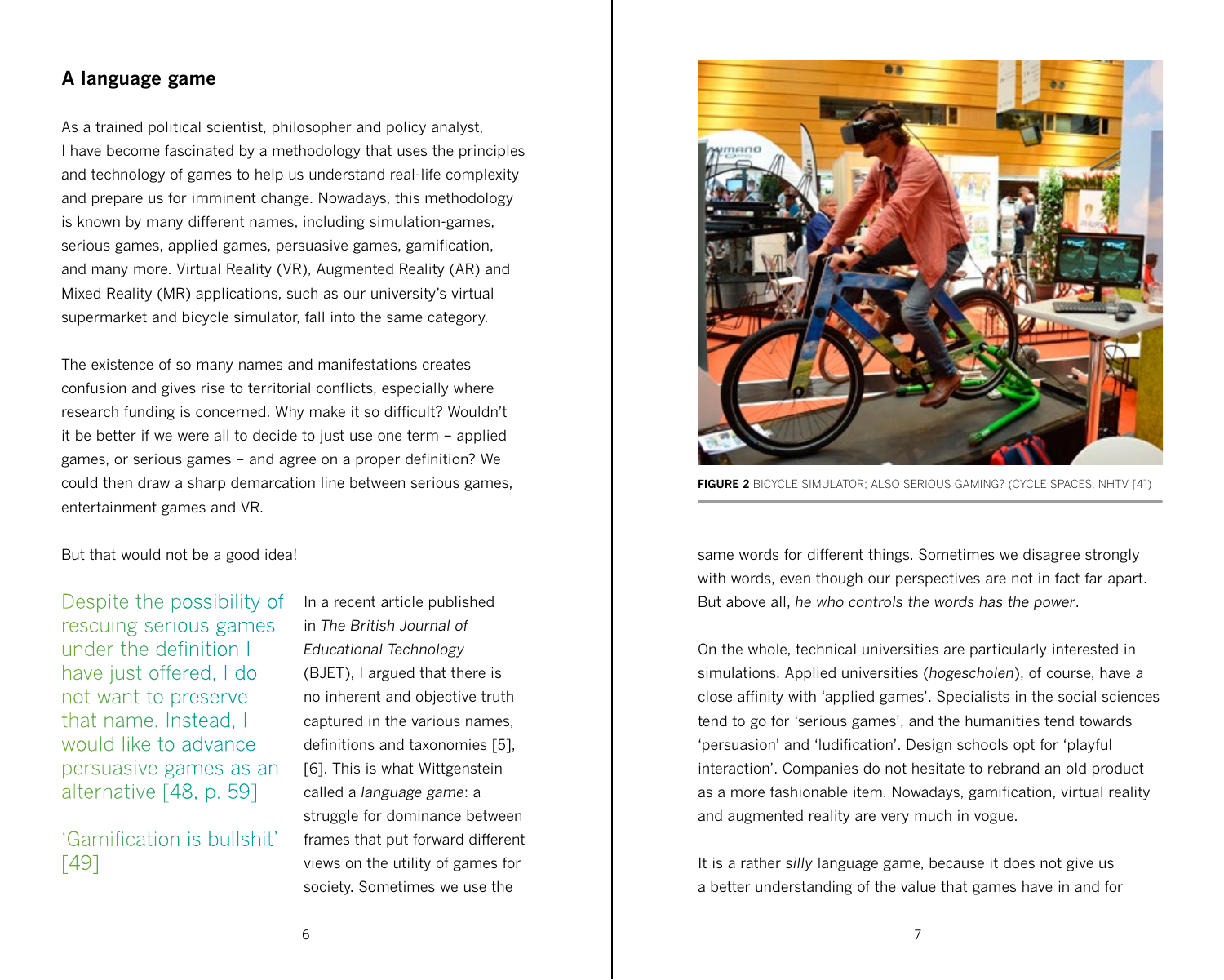## A language game

As a trained political scientist, philosopher and policy analyst, I have become fascinated by a methodology that uses the principles and technology of games to help us understand real-life complexity and prepare us for imminent change. Nowadays, this methodology is known by many different names, including simulation-games, serious games, applied games, persuasive games, gamification, and many more. Virtual Reality (VR), Augmented Reality (AR) and Mixed Reality (MR) applications, such as our university's virtual supermarket and bicycle simulator, fall into the same category.

The existence of so many names and manifestations creates confusion and gives rise to territorial conflicts, especially where research funding is concerned. Why make it so difficult? Wouldn't it be better if we were all to decide to just use one term – applied games, or serious games – and agree on a proper definition? We could then draw a sharp demarcation line between serious games, entertainment games and VR.

But that would not be a good idea!

> Despite the possibility of rescuing serious games under the definition I have just offered, I do not want to preserve that name. Instead, I would like to advance persuasive games as an alternative [48, p. 59]

> 'Gamification is bullshit' [49]

In a recent article published in *The British Journal of Educational Technology* (BJET), I argued that there is no inherent and objective truth captured in the various names, definitions and taxonomies [5], [6]. This is what Wittgenstein called a *language game*: a struggle for dominance between frames that put forward different views on the utility of games for society. Sometimes we use the same words for different things. Sometimes we disagree strongly with words, even though our perspectives are not in fact far apart. But above all, *he who controls the words has the power*.

**FIGURE 2** BICYCLE SIMULATOR; ALSO SERIOUS GAMING? (CYCLE SPACES, NHTV [4])

On the whole, technical universities are particularly interested in simulations. Applied universities (*hogescholen*), of course, have a close affinity with 'applied games'. Specialists in the social sciences tend to go for 'serious games', and the humanities tend towards 'persuasion' and 'ludification'. Design schools opt for 'playful interaction'. Companies do not hesitate to rebrand an old product as a more fashionable item. Nowadays, gamification, virtual reality and augmented reality are very much in vogue.

It is a rather *silly* language game, because it does not give us a better understanding of the value that games have in and for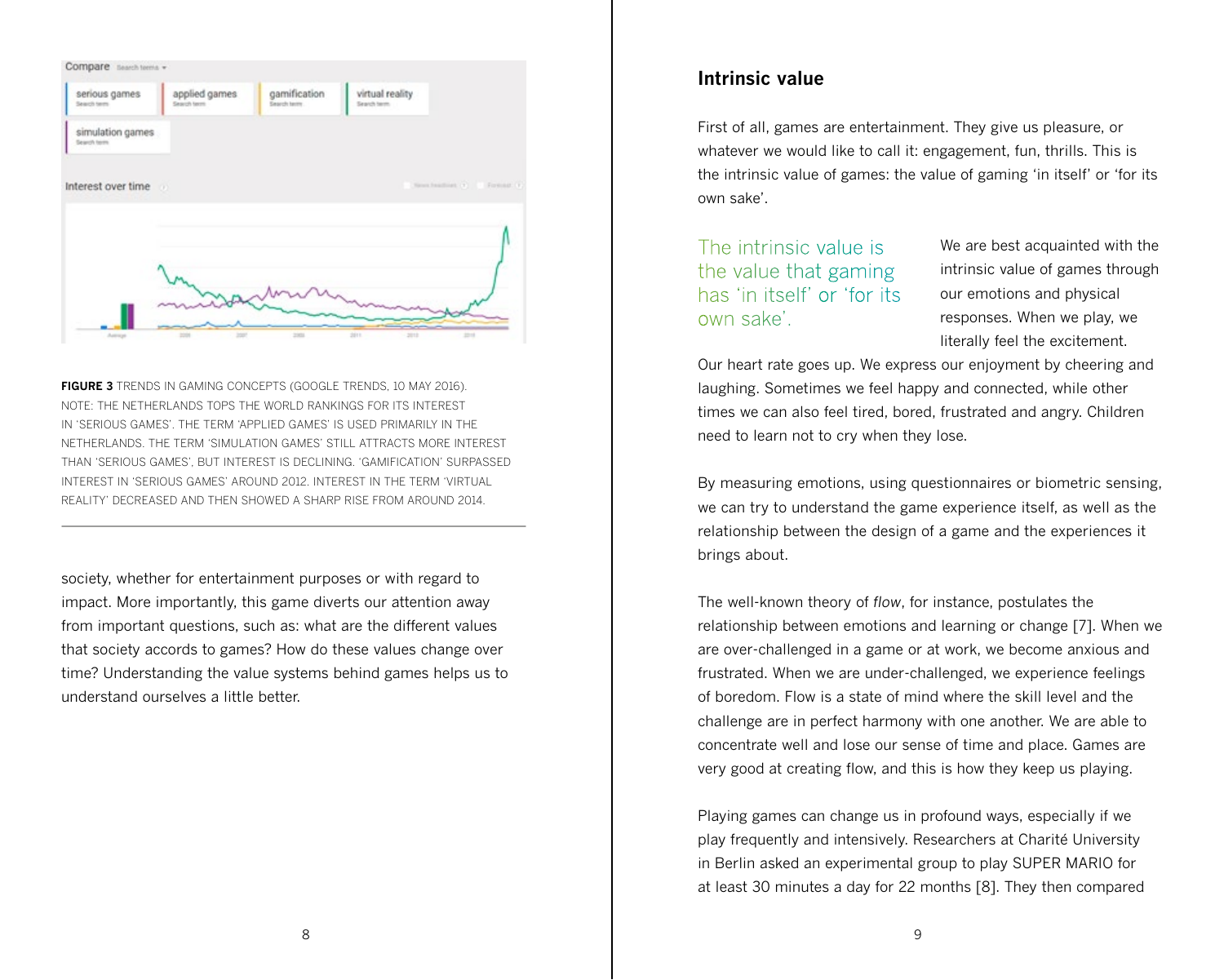**FIGURE 3** TRENDS IN GAMING CONCEPTS (GOOGLE TRENDS, 10 MAY 2016). NOTE: THE NETHERLANDS TOPS THE WORLD RANKINGS FOR ITS INTEREST IN 'SERIOUS GAMES'. THE TERM 'APPLIED GAMES' IS USED PRIMARILY IN THE NETHERLANDS. THE TERM 'SIMULATION GAMES' STILL ATTRACTS MORE INTEREST THAN 'SERIOUS GAMES', BUT INTEREST IS DECLINING. 'GAMIFICATION' SURPASSED INTEREST IN 'SERIOUS GAMES' AROUND 2012. INTEREST IN THE TERM 'VIRTUAL REALITY' DECREASED AND THEN SHOWED A SHARP RISE FROM AROUND 2014.

society, whether for entertainment purposes or with regard to impact. More importantly, this game diverts our attention away from important questions, such as: what are the different values that society accords to games? How do these values change over time? Understanding the value systems behind games helps us to understand ourselves a little better.

## Intrinsic value

First of all, games are entertainment. They give us pleasure, or whatever we would like to call it: engagement, fun, thrills. This is the intrinsic value of games: the value of gaming 'in itself' or 'for its own sake'.

> The intrinsic value is the value that gaming has 'in itself' or 'for its own sake'.

We are best acquainted with the intrinsic value of games through our emotions and physical responses. When we play, we literally feel the excitement. Our heart rate goes up. We express our enjoyment by cheering and laughing. Sometimes we feel happy and connected, while other times we can also feel tired, bored, frustrated and angry. Children need to learn not to cry when they lose.

By measuring emotions, using questionnaires or biometric sensing, we can try to understand the game experience itself, as well as the relationship between the design of a game and the experiences it brings about.

The well-known theory of *flow*, for instance, postulates the relationship between emotions and learning or change [7]. When we are over-challenged in a game or at work, we become anxious and frustrated. When we are under-challenged, we experience feelings of boredom. Flow is a state of mind where the skill level and the challenge are in perfect harmony with one another. We are able to concentrate well and lose our sense of time and place. Games are very good at creating flow, and this is how they keep us playing.

Playing games can change us in profound ways, especially if we play frequently and intensively. Researchers at Charité University in Berlin asked an experimental group to play SUPER MARIO for at least 30 minutes a day for 22 months [8]. They then compared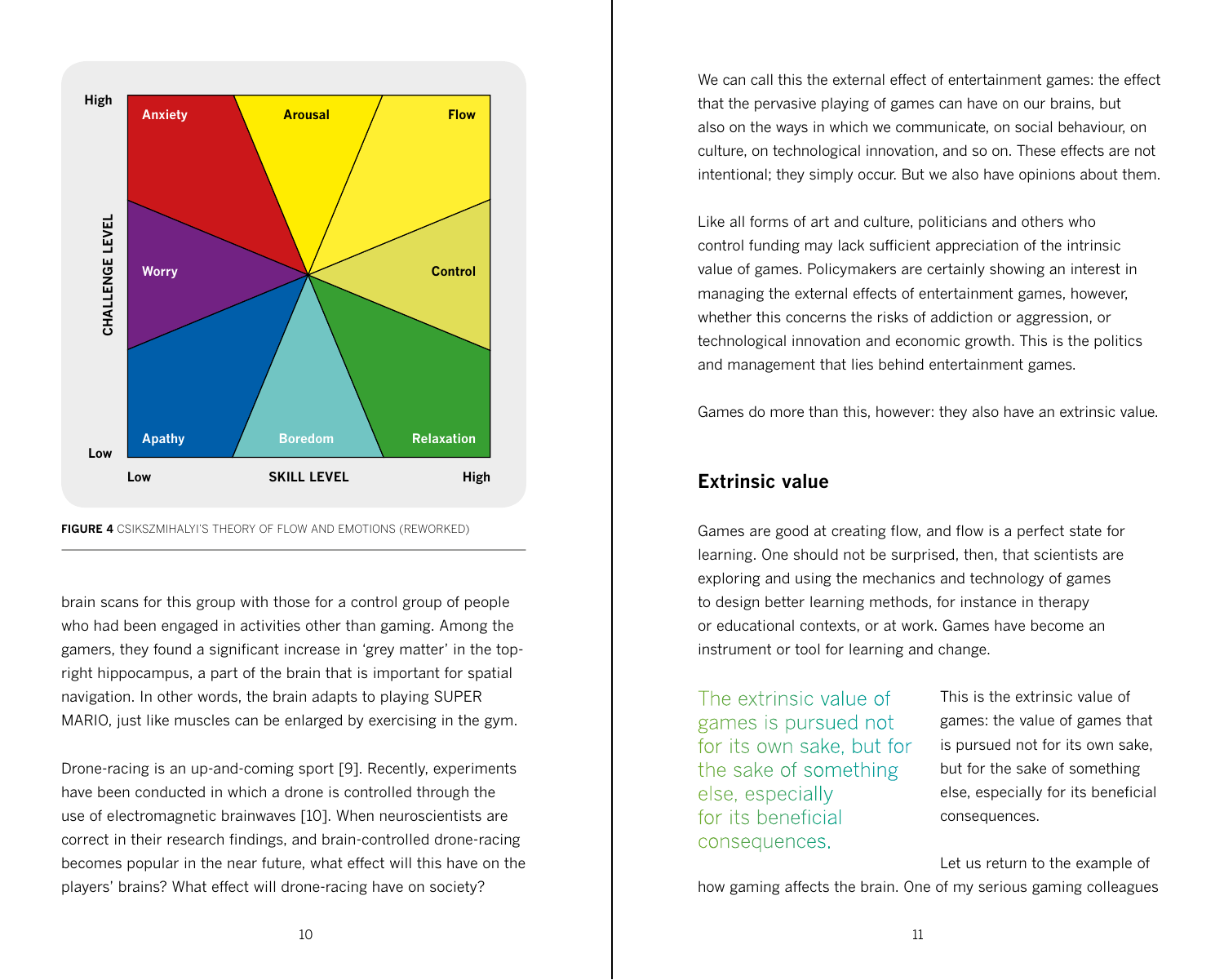FIGURE 4 CSIKSZMIHALYI'S THEORY OF FLOW AND EMOTIONS (REWORKED)

brain scans for this group with those for a control group of people who had been engaged in activities other than gaming. Among the gamers, they found a significant increase in 'grey matter' in the top-right hippocampus, a part of the brain that is important for spatial navigation. In other words, the brain adapts to playing SUPER MARIO, just like muscles can be enlarged by exercising in the gym.

Drone-racing is an up-and-coming sport [9]. Recently, experiments have been conducted in which a drone is controlled through the use of electromagnetic brainwaves [10]. When neuroscientists are correct in their research findings, and brain-controlled drone-racing becomes popular in the near future, what effect will this have on the players' brains? What effect will drone-racing have on society?

We can call this the external effect of entertainment games: the effect that the pervasive playing of games can have on our brains, but also on the ways in which we communicate, on social behaviour, on culture, on technological innovation, and so on. These effects are not intentional; they simply occur. But we also have opinions about them.

Like all forms of art and culture, politicians and others who control funding may lack sufficient appreciation of the intrinsic value of games. Policymakers are certainly showing an interest in managing the external effects of entertainment games, however, whether this concerns the risks of addiction or aggression, or technological innovation and economic growth. This is the politics and management that lies behind entertainment games.

Games do more than this, however: they also have an extrinsic value.

## Extrinsic value

Games are good at creating flow, and flow is a perfect state for learning. One should not be surprised, then, that scientists are exploring and using the mechanics and technology of games to design better learning methods, for instance in therapy or educational contexts, or at work. Games have become an instrument or tool for learning and change.

> The extrinsic value of games is pursued not for its own sake, but for the sake of something else, especially for its beneficial consequences.

This is the extrinsic value of games: the value of games that is pursued not for its own sake, but for the sake of something else, especially for its beneficial consequences.

Let us return to the example of how gaming affects the brain. One of my serious gaming colleagues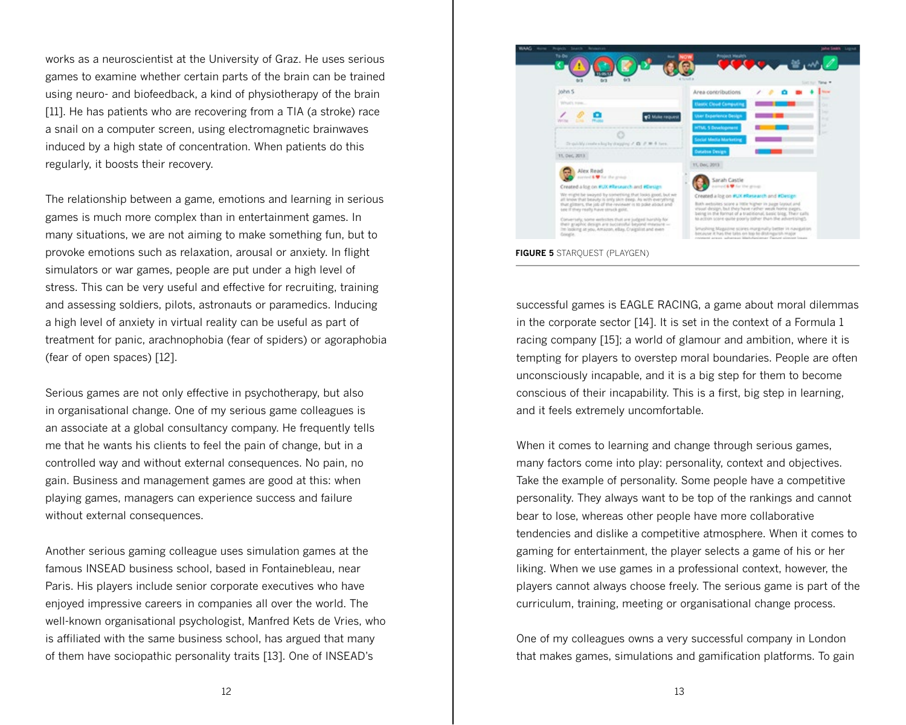works as a neuroscientist at the University of Graz. He uses serious games to examine whether certain parts of the brain can be trained using neuro- and biofeedback, a kind of physiotherapy of the brain [11]. He has patients who are recovering from a TIA (a stroke) race a snail on a computer screen, using electromagnetic brainwaves induced by a high state of concentration. When patients do this regularly, it boosts their recovery.

The relationship between a game, emotions and learning in serious games is much more complex than in entertainment games. In many situations, we are not aiming to make something fun, but to provoke emotions such as relaxation, arousal or anxiety. In flight simulators or war games, people are put under a high level of stress. This can be very useful and effective for recruiting, training and assessing soldiers, pilots, astronauts or paramedics. Inducing a high level of anxiety in virtual reality can be useful as part of treatment for panic, arachnophobia (fear of spiders) or agoraphobia (fear of open spaces) [12].

Serious games are not only effective in psychotherapy, but also in organisational change. One of my serious game colleagues is an associate at a global consultancy company. He frequently tells me that he wants his clients to feel the pain of change, but in a controlled way and without external consequences. No pain, no gain. Business and management games are good at this: when playing games, managers can experience success and failure without external consequences.

Another serious gaming colleague uses simulation games at the famous INSEAD business school, based in Fontainebleau, near Paris. His players include senior corporate executives who have enjoyed impressive careers in companies all over the world. The well-known organisational psychologist, Manfred Kets de Vries, who is affiliated with the same business school, has argued that many of them have sociopathic personality traits [13]. One of INSEAD's successful games is EAGLE RACING, a game about moral dilemmas in the corporate sector [14]. It is set in the context of a Formula 1 racing company [15]; a world of glamour and ambition, where it is tempting for players to overstep moral boundaries. People are often unconsciously incapable, and it is a big step for them to become conscious of their incapability. This is a first, big step in learning, and it feels extremely uncomfortable.

**FIGURE 5** STARQUEST (PLAYGEN)

When it comes to learning and change through serious games, many factors come into play: personality, context and objectives. Take the example of personality. Some people have a competitive personality. They always want to be top of the rankings and cannot bear to lose, whereas other people have more collaborative tendencies and dislike a competitive atmosphere. When it comes to gaming for entertainment, the player selects a game of his or her liking. When we use games in a professional context, however, the players cannot always choose freely. The serious game is part of the curriculum, training, meeting or organisational change process.

One of my colleagues owns a very successful company in London that makes games, simulations and gamification platforms. To gain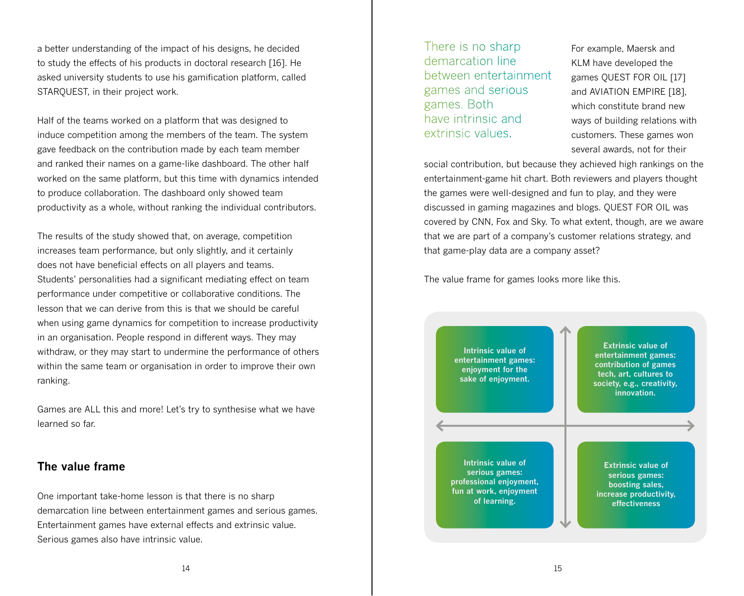a better understanding of the impact of his designs, he decided to study the effects of his products in doctoral research [16]. He asked university students to use his gamification platform, called STARQUEST, in their project work.

Half of the teams worked on a platform that was designed to induce competition among the members of the team. The system gave feedback on the contribution made by each team member and ranked their names on a game-like dashboard. The other half worked on the same platform, but this time with dynamics intended to produce collaboration. The dashboard only showed team productivity as a whole, without ranking the individual contributors.

The results of the study showed that, on average, competition increases team performance, but only slightly, and it certainly does not have beneficial effects on all players and teams. Students' personalities had a significant mediating effect on team performance under competitive or collaborative conditions. The lesson that we can derive from this is that we should be careful when using game dynamics for competition to increase productivity in an organisation. People respond in different ways. They may withdraw, or they may start to undermine the performance of others within the same team or organisation in order to improve their own ranking.

Games are ALL this and more! Let's try to synthesise what we have learned so far.

## The value frame

One important take-home lesson is that there is no sharp demarcation line between entertainment games and serious games. Entertainment games have external effects and extrinsic value. Serious games also have intrinsic value.

> There is no sharp demarcation line between entertainment games and serious games. Both have intrinsic and extrinsic values.

For example, Maersk and KLM have developed the games QUEST FOR OIL [17] and AVIATION EMPIRE [18], which constitute brand new ways of building relations with customers. These games won several awards, not for their social contribution, but because they achieved high rankings on the entertainment-game hit chart. Both reviewers and players thought the games were well-designed and fun to play, and they were discussed in gaming magazines and blogs. QUEST FOR OIL was covered by CNN, Fox and Sky. To what extent, though, are we aware that we are part of a company's customer relations strategy, and that game-play data are a company asset?

The value frame for games looks more like this.

| | |
|---|---|
| **Intrinsic value of entertainment games: enjoyment for the sake of enjoyment.** | **Extrinsic value of entertainment games: contribution of games tech, art, cultures to society, e.g., creativity, innovation.** |
| **Intrinsic value of serious games: professional enjoyment, fun at work, enjoyment of learning.** | **Extrinsic value of serious games: boosting sales, increase productivity, effectiveness** |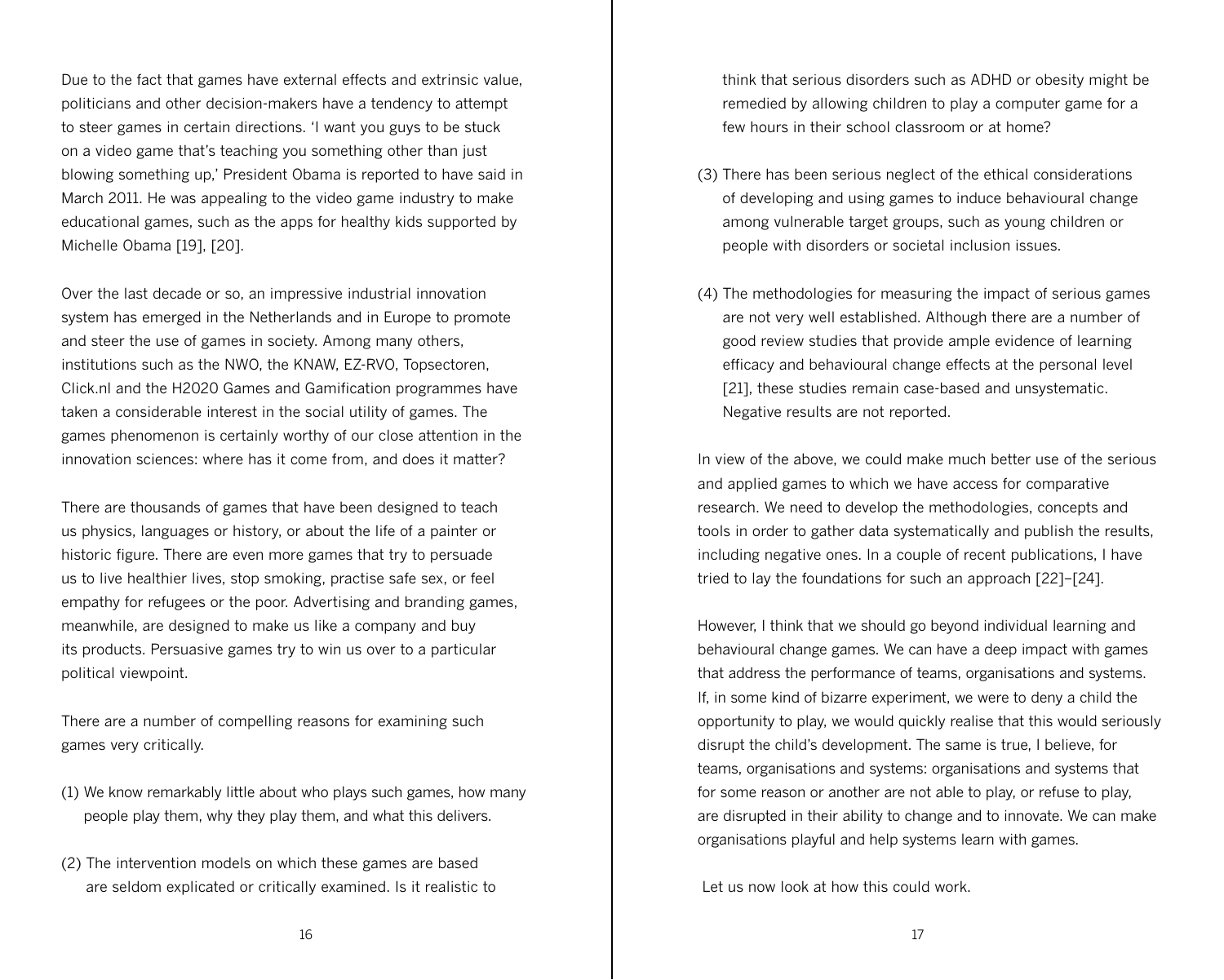Due to the fact that games have external effects and extrinsic value, politicians and other decision-makers have a tendency to attempt to steer games in certain directions. 'I want you guys to be stuck on a video game that's teaching you something other than just blowing something up,' President Obama is reported to have said in March 2011. He was appealing to the video game industry to make educational games, such as the apps for healthy kids supported by Michelle Obama [19], [20].

Over the last decade or so, an impressive industrial innovation system has emerged in the Netherlands and in Europe to promote and steer the use of games in society. Among many others, institutions such as the NWO, the KNAW, EZ-RVO, Topsectoren, Click.nl and the H2020 Games and Gamification programmes have taken a considerable interest in the social utility of games. The games phenomenon is certainly worthy of our close attention in the innovation sciences: where has it come from, and does it matter?

There are thousands of games that have been designed to teach us physics, languages or history, or about the life of a painter or historic figure. There are even more games that try to persuade us to live healthier lives, stop smoking, practise safe sex, or feel empathy for refugees or the poor. Advertising and branding games, meanwhile, are designed to make us like a company and buy its products. Persuasive games try to win us over to a particular political viewpoint.

There are a number of compelling reasons for examining such games very critically.

(1) We know remarkably little about who plays such games, how many people play them, why they play them, and what this delivers.

(2) The intervention models on which these games are based are seldom explicated or critically examined. Is it realistic to think that serious disorders such as ADHD or obesity might be remedied by allowing children to play a computer game for a few hours in their school classroom or at home?

(3) There has been serious neglect of the ethical considerations of developing and using games to induce behavioural change among vulnerable target groups, such as young children or people with disorders or societal inclusion issues.

(4) The methodologies for measuring the impact of serious games are not very well established. Although there are a number of good review studies that provide ample evidence of learning efficacy and behavioural change effects at the personal level [21], these studies remain case-based and unsystematic. Negative results are not reported.

In view of the above, we could make much better use of the serious and applied games to which we have access for comparative research. We need to develop the methodologies, concepts and tools in order to gather data systematically and publish the results, including negative ones. In a couple of recent publications, I have tried to lay the foundations for such an approach [22]–[24].

However, I think that we should go beyond individual learning and behavioural change games. We can have a deep impact with games that address the performance of teams, organisations and systems. If, in some kind of bizarre experiment, we were to deny a child the opportunity to play, we would quickly realise that this would seriously disrupt the child's development. The same is true, I believe, for teams, organisations and systems: organisations and systems that for some reason or another are not able to play, or refuse to play, are disrupted in their ability to change and to innovate. We can make organisations playful and help systems learn with games.

Let us now look at how this could work.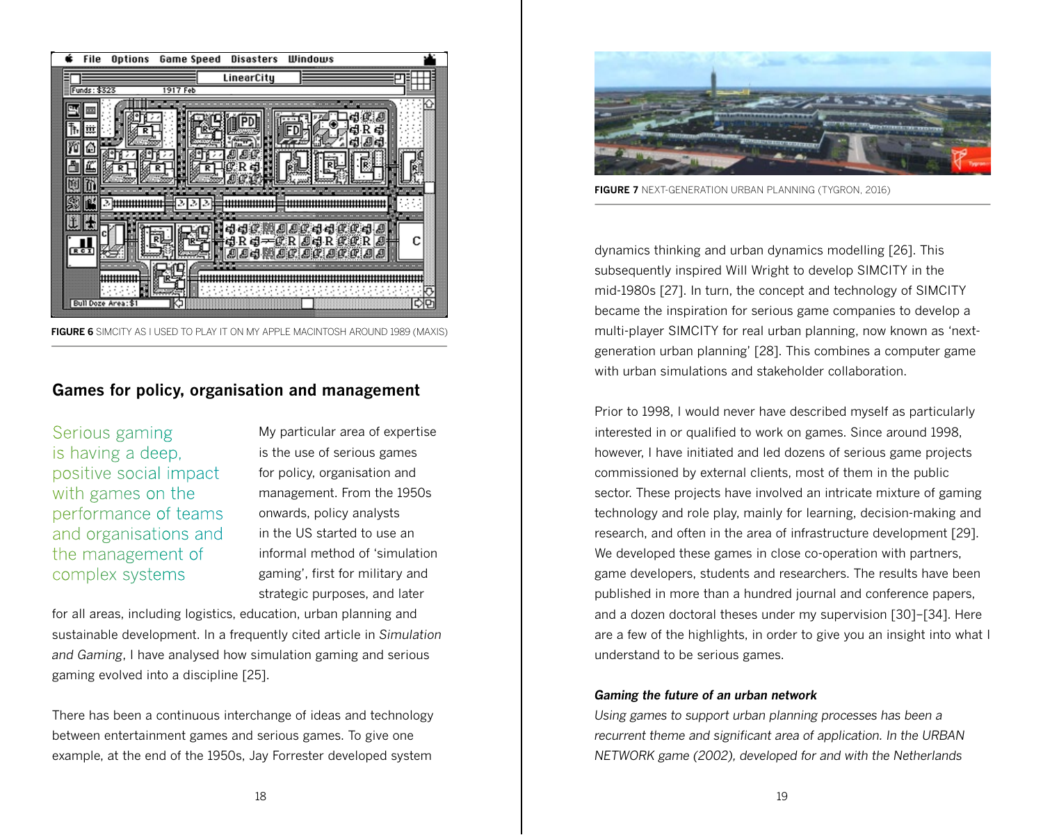FIGURE 6 SIMCITY AS I USED TO PLAY IT ON MY APPLE MACINTOSH AROUND 1989 (MAXIS)

## Games for policy, organisation and management

Serious gaming is having a deep, positive social impact with games on the performance of teams and organisations and the management of complex systems

My particular area of expertise is the use of serious games for policy, organisation and management. From the 1950s onwards, policy analysts in the US started to use an informal method of 'simulation gaming', first for military and strategic purposes, and later for all areas, including logistics, education, urban planning and sustainable development. In a frequently cited article in *Simulation and Gaming*, I have analysed how simulation gaming and serious gaming evolved into a discipline [25].

There has been a continuous interchange of ideas and technology between entertainment games and serious games. To give one example, at the end of the 1950s, Jay Forrester developed system dynamics thinking and urban dynamics modelling [26]. This subsequently inspired Will Wright to develop SIMCITY in the mid-1980s [27]. In turn, the concept and technology of SIMCITY became the inspiration for serious game companies to develop a multi-player SIMCITY for real urban planning, now known as 'next-generation urban planning' [28]. This combines a computer game with urban simulations and stakeholder collaboration.

FIGURE 7 NEXT-GENERATION URBAN PLANNING (TYGRON, 2016)

Prior to 1998, I would never have described myself as particularly interested in or qualified to work on games. Since around 1998, however, I have initiated and led dozens of serious game projects commissioned by external clients, most of them in the public sector. These projects have involved an intricate mixture of gaming technology and role play, mainly for learning, decision-making and research, and often in the area of infrastructure development [29]. We developed these games in close co-operation with partners, game developers, students and researchers. The results have been published in more than a hundred journal and conference papers, and a dozen doctoral theses under my supervision [30]–[34]. Here are a few of the highlights, in order to give you an insight into what I understand to be serious games.

#### *Gaming the future of an urban network*

*Using games to support urban planning processes has been a recurrent theme and significant area of application. In the URBAN NETWORK game (2002), developed for and with the Netherlands*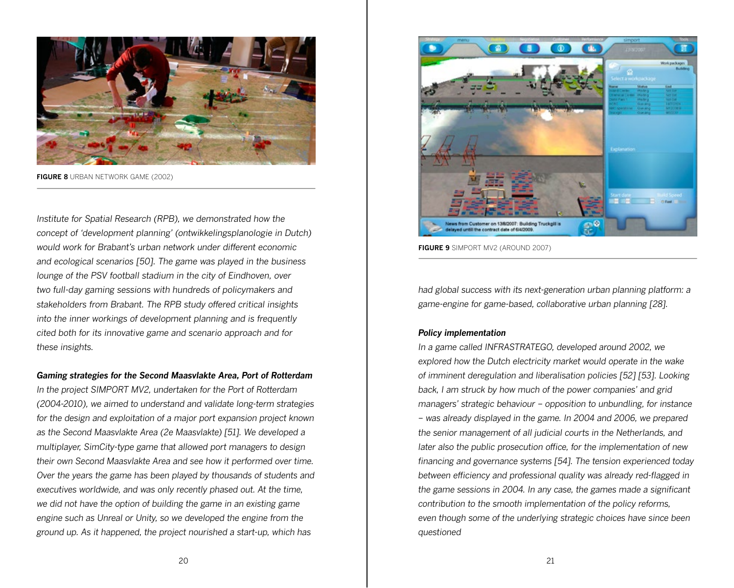**FIGURE 8** URBAN NETWORK GAME (2002)

*Institute for Spatial Research (RPB), we demonstrated how the concept of 'development planning' (ontwikkelingsplanologie in Dutch) would work for Brabant's urban network under different economic and ecological scenarios [50]. The game was played in the business lounge of the PSV football stadium in the city of Eindhoven, over two full-day gaming sessions with hundreds of policymakers and stakeholders from Brabant. The RPB study offered critical insights into the inner workings of development planning and is frequently cited both for its innovative game and scenario approach and for these insights.*

***Gaming strategies for the Second Maasvlakte Area, Port of Rotterdam***

*In the project SIMPORT MV2, undertaken for the Port of Rotterdam (2004-2010), we aimed to understand and validate long-term strategies for the design and exploitation of a major port expansion project known as the Second Maasvlakte Area (2e Maasvlakte) [51]. We developed a multiplayer, SimCity-type game that allowed port managers to design their own Second Maasvlakte Area and see how it performed over time. Over the years the game has been played by thousands of students and executives worldwide, and was only recently phased out. At the time, we did not have the option of building the game in an existing game engine such as Unreal or Unity, so we developed the engine from the ground up. As it happened, the project nourished a start-up, which has had global success with its next-generation urban planning platform: a game-engine for game-based, collaborative urban planning [28].*

**FIGURE 9** SIMPORT MV2 (AROUND 2007)

***Policy implementation***

*In a game called INFRASTRATEGO, developed around 2002, we explored how the Dutch electricity market would operate in the wake of imminent deregulation and liberalisation policies [52] [53]. Looking back, I am struck by how much of the power companies' and grid managers' strategic behaviour – opposition to unbundling, for instance – was already displayed in the game. In 2004 and 2006, we prepared the senior management of all judicial courts in the Netherlands, and later also the public prosecution office, for the implementation of new financing and governance systems [54]. The tension experienced today between efficiency and professional quality was already red-flagged in the game sessions in 2004. In any case, the games made a significant contribution to the smooth implementation of the policy reforms, even though some of the underlying strategic choices have since been questioned*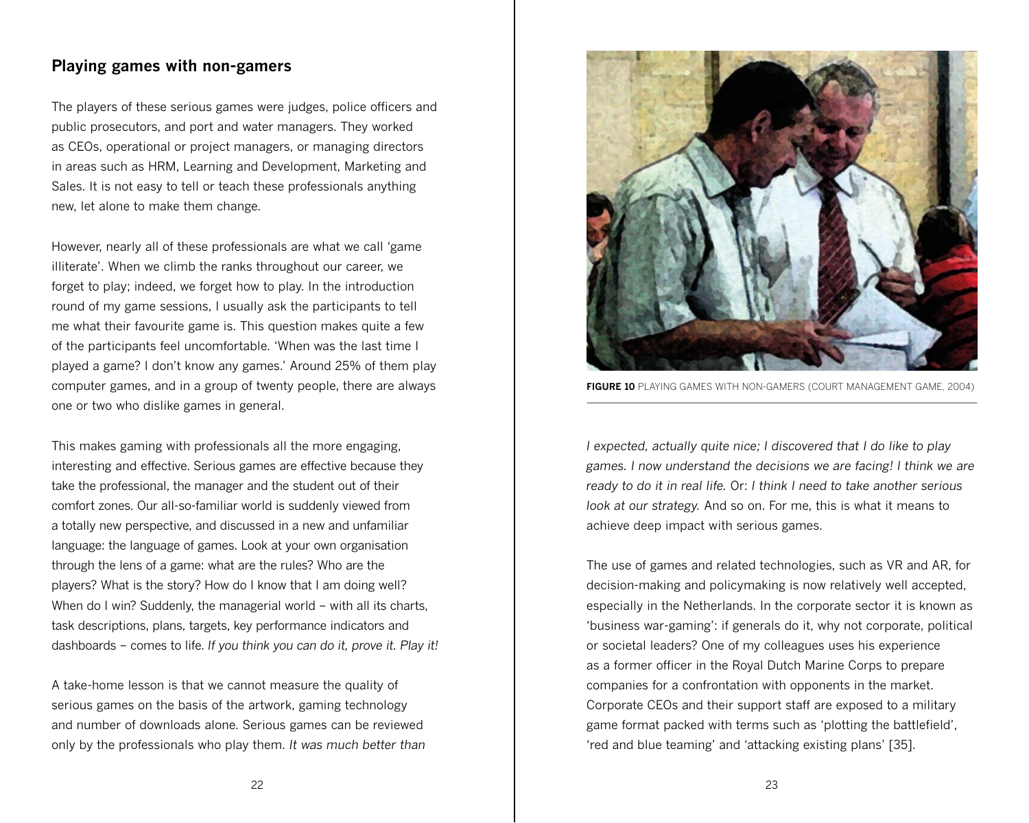## Playing games with non-gamers

The players of these serious games were judges, police officers and public prosecutors, and port and water managers. They worked as CEOs, operational or project managers, or managing directors in areas such as HRM, Learning and Development, Marketing and Sales. It is not easy to tell or teach these professionals anything new, let alone to make them change.

However, nearly all of these professionals are what we call 'game illiterate'. When we climb the ranks throughout our career, we forget to play; indeed, we forget how to play. In the introduction round of my game sessions, I usually ask the participants to tell me what their favourite game is. This question makes quite a few of the participants feel uncomfortable. 'When was the last time I played a game? I don't know any games.' Around 25% of them play computer games, and in a group of twenty people, there are always one or two who dislike games in general.

This makes gaming with professionals all the more engaging, interesting and effective. Serious games are effective because they take the professional, the manager and the student out of their comfort zones. Our all-so-familiar world is suddenly viewed from a totally new perspective, and discussed in a new and unfamiliar language: the language of games. Look at your own organisation through the lens of a game: what are the rules? Who are the players? What is the story? How do I know that I am doing well? When do I win? Suddenly, the managerial world – with all its charts, task descriptions, plans, targets, key performance indicators and dashboards – comes to life. *If you think you can do it, prove it. Play it!*

A take-home lesson is that we cannot measure the quality of serious games on the basis of the artwork, gaming technology and number of downloads alone. Serious games can be reviewed only by the professionals who play them. *It was much better than I expected, actually quite nice; I discovered that I do like to play games. I now understand the decisions we are facing! I think we are ready to do it in real life.* Or: *I think I need to take another serious look at our strategy.* And so on. For me, this is what it means to achieve deep impact with serious games.

**FIGURE 10** PLAYING GAMES WITH NON-GAMERS (COURT MANAGEMENT GAME, 2004)

The use of games and related technologies, such as VR and AR, for decision-making and policymaking is now relatively well accepted, especially in the Netherlands. In the corporate sector it is known as 'business war-gaming': if generals do it, why not corporate, political or societal leaders? One of my colleagues uses his experience as a former officer in the Royal Dutch Marine Corps to prepare companies for a confrontation with opponents in the market. Corporate CEOs and their support staff are exposed to a military game format packed with terms such as 'plotting the battlefield', 'red and blue teaming' and 'attacking existing plans' [35].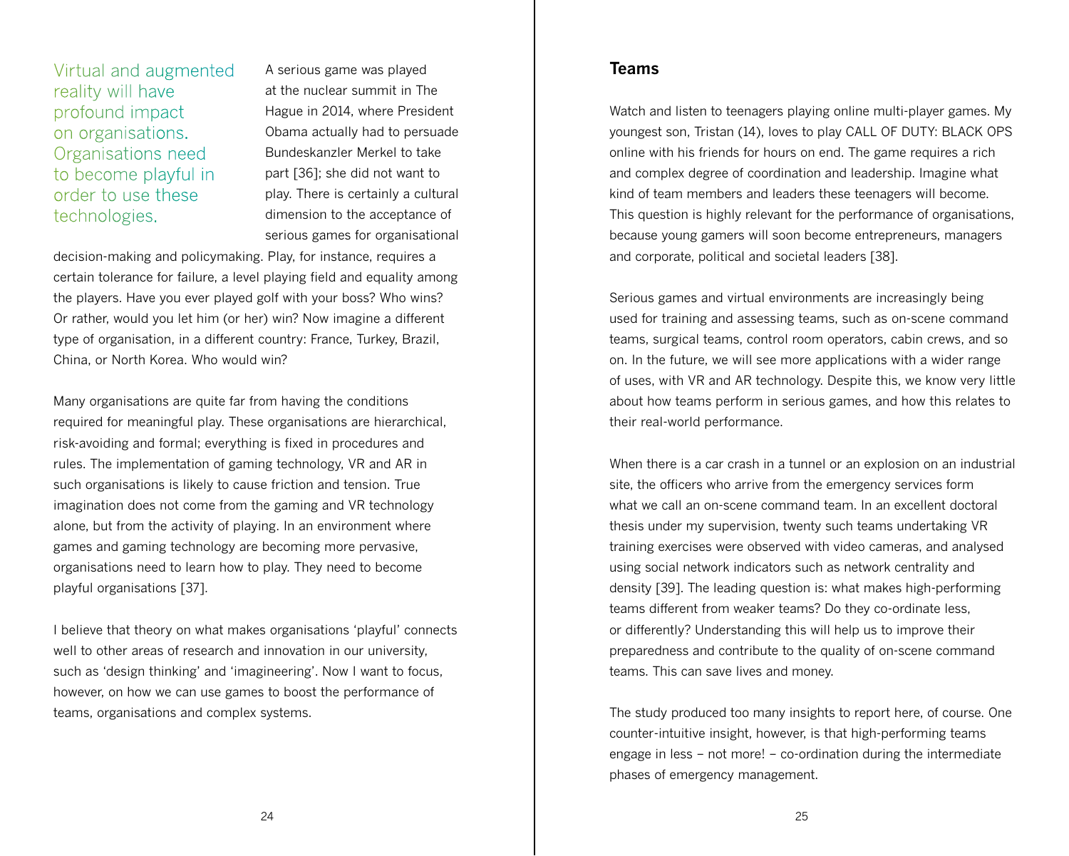> Virtual and augmented reality will have profound impact on organisations. Organisations need to become playful in order to use these technologies.

A serious game was played at the nuclear summit in The Hague in 2014, where President Obama actually had to persuade Bundeskanzler Merkel to take part [36]; she did not want to play. There is certainly a cultural dimension to the acceptance of serious games for organisational decision-making and policymaking. Play, for instance, requires a certain tolerance for failure, a level playing field and equality among the players. Have you ever played golf with your boss? Who wins? Or rather, would you let him (or her) win? Now imagine a different type of organisation, in a different country: France, Turkey, Brazil, China, or North Korea. Who would win?

Many organisations are quite far from having the conditions required for meaningful play. These organisations are hierarchical, risk-avoiding and formal; everything is fixed in procedures and rules. The implementation of gaming technology, VR and AR in such organisations is likely to cause friction and tension. True imagination does not come from the gaming and VR technology alone, but from the activity of playing. In an environment where games and gaming technology are becoming more pervasive, organisations need to learn how to play. They need to become playful organisations [37].

I believe that theory on what makes organisations 'playful' connects well to other areas of research and innovation in our university, such as 'design thinking' and 'imagineering'. Now I want to focus, however, on how we can use games to boost the performance of teams, organisations and complex systems.

## Teams

Watch and listen to teenagers playing online multi-player games. My youngest son, Tristan (14), loves to play CALL OF DUTY: BLACK OPS online with his friends for hours on end. The game requires a rich and complex degree of coordination and leadership. Imagine what kind of team members and leaders these teenagers will become. This question is highly relevant for the performance of organisations, because young gamers will soon become entrepreneurs, managers and corporate, political and societal leaders [38].

Serious games and virtual environments are increasingly being used for training and assessing teams, such as on-scene command teams, surgical teams, control room operators, cabin crews, and so on. In the future, we will see more applications with a wider range of uses, with VR and AR technology. Despite this, we know very little about how teams perform in serious games, and how this relates to their real-world performance.

When there is a car crash in a tunnel or an explosion on an industrial site, the officers who arrive from the emergency services form what we call an on-scene command team. In an excellent doctoral thesis under my supervision, twenty such teams undertaking VR training exercises were observed with video cameras, and analysed using social network indicators such as network centrality and density [39]. The leading question is: what makes high-performing teams different from weaker teams? Do they co-ordinate less, or differently? Understanding this will help us to improve their preparedness and contribute to the quality of on-scene command teams. This can save lives and money.

The study produced too many insights to report here, of course. One counter-intuitive insight, however, is that high-performing teams engage in less – not more! – co-ordination during the intermediate phases of emergency management.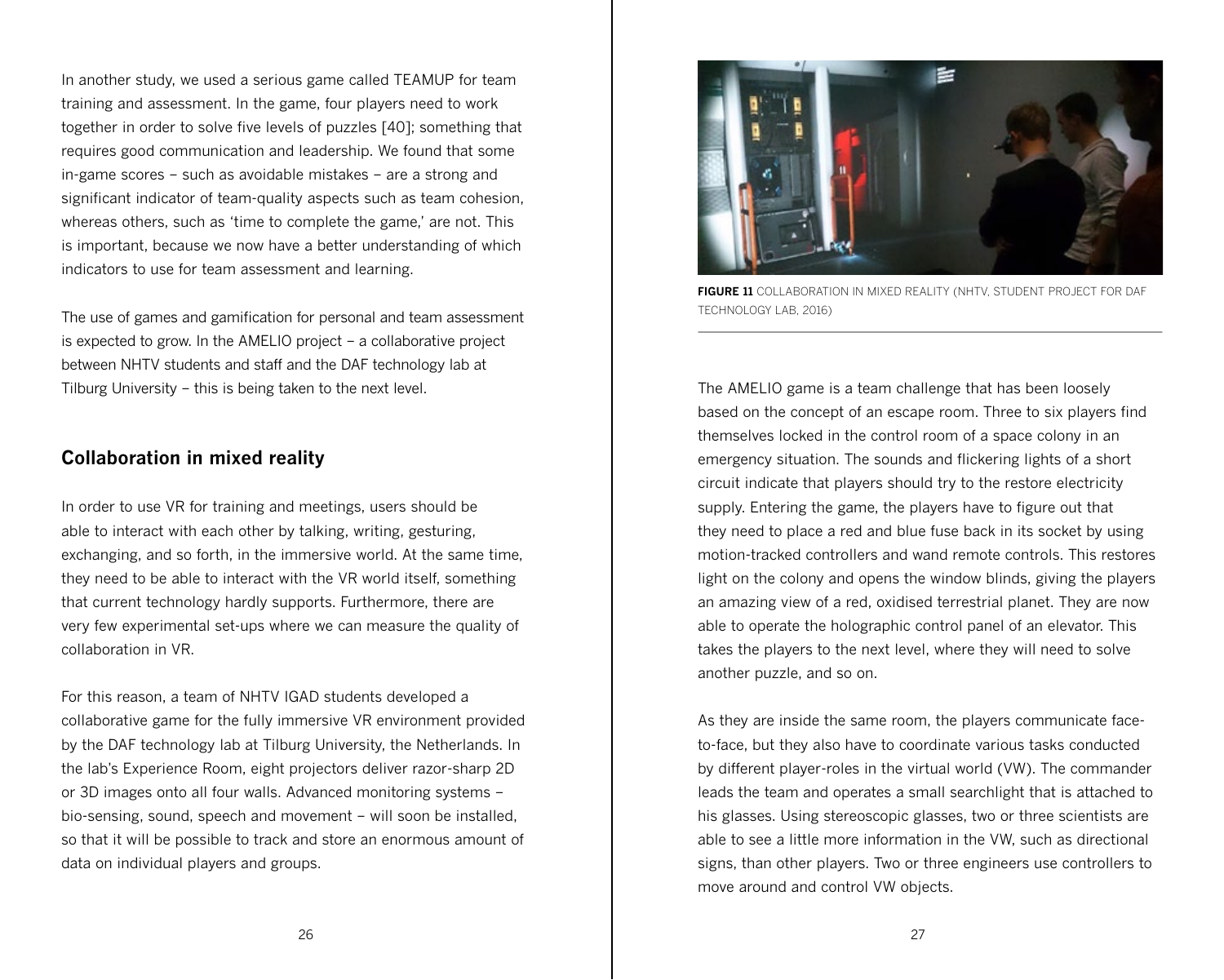In another study, we used a serious game called TEAMUP for team training and assessment. In the game, four players need to work together in order to solve five levels of puzzles [40]; something that requires good communication and leadership. We found that some in-game scores – such as avoidable mistakes – are a strong and significant indicator of team-quality aspects such as team cohesion, whereas others, such as 'time to complete the game,' are not. This is important, because we now have a better understanding of which indicators to use for team assessment and learning.

The use of games and gamification for personal and team assessment is expected to grow. In the AMELIO project – a collaborative project between NHTV students and staff and the DAF technology lab at Tilburg University – this is being taken to the next level.

## Collaboration in mixed reality

In order to use VR for training and meetings, users should be able to interact with each other by talking, writing, gesturing, exchanging, and so forth, in the immersive world. At the same time, they need to be able to interact with the VR world itself, something that current technology hardly supports. Furthermore, there are very few experimental set-ups where we can measure the quality of collaboration in VR.

For this reason, a team of NHTV IGAD students developed a collaborative game for the fully immersive VR environment provided by the DAF technology lab at Tilburg University, the Netherlands. In the lab's Experience Room, eight projectors deliver razor-sharp 2D or 3D images onto all four walls. Advanced monitoring systems – bio-sensing, sound, speech and movement – will soon be installed, so that it will be possible to track and store an enormous amount of data on individual players and groups.

**FIGURE 11** COLLABORATION IN MIXED REALITY (NHTV, STUDENT PROJECT FOR DAF TECHNOLOGY LAB, 2016)

The AMELIO game is a team challenge that has been loosely based on the concept of an escape room. Three to six players find themselves locked in the control room of a space colony in an emergency situation. The sounds and flickering lights of a short circuit indicate that players should try to the restore electricity supply. Entering the game, the players have to figure out that they need to place a red and blue fuse back in its socket by using motion-tracked controllers and wand remote controls. This restores light on the colony and opens the window blinds, giving the players an amazing view of a red, oxidised terrestrial planet. They are now able to operate the holographic control panel of an elevator. This takes the players to the next level, where they will need to solve another puzzle, and so on.

As they are inside the same room, the players communicate face-to-face, but they also have to coordinate various tasks conducted by different player-roles in the virtual world (VW). The commander leads the team and operates a small searchlight that is attached to his glasses. Using stereoscopic glasses, two or three scientists are able to see a little more information in the VW, such as directional signs, than other players. Two or three engineers use controllers to move around and control VW objects.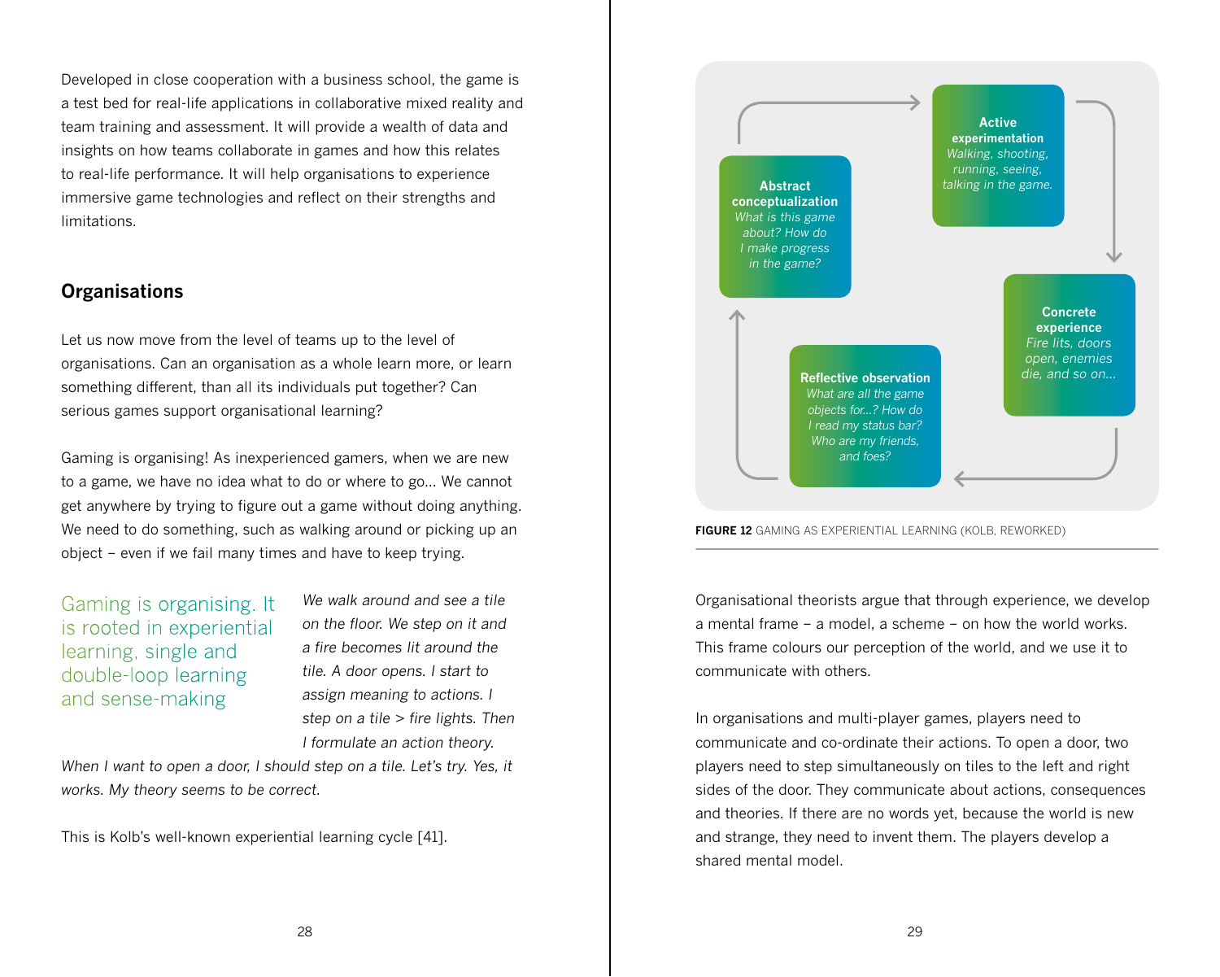Developed in close cooperation with a business school, the game is a test bed for real-life applications in collaborative mixed reality and team training and assessment. It will provide a wealth of data and insights on how teams collaborate in games and how this relates to real-life performance. It will help organisations to experience immersive game technologies and reflect on their strengths and limitations.

## Organisations

Let us now move from the level of teams up to the level of organisations. Can an organisation as a whole learn more, or learn something different, than all its individuals put together? Can serious games support organisational learning?

Gaming is organising! As inexperienced gamers, when we are new to a game, we have no idea what to do or where to go... We cannot get anywhere by trying to figure out a game without doing anything. We need to do something, such as walking around or picking up an object – even if we fail many times and have to keep trying.

Gaming is organising. It is rooted in experiential learning, single and double-loop learning and sense-making

*We walk around and see a tile on the floor. We step on it and a fire becomes lit around the tile. A door opens. I start to assign meaning to actions. I step on a tile > fire lights. Then I formulate an action theory. When I want to open a door, I should step on a tile. Let's try. Yes, it works. My theory seems to be correct.*

This is Kolb's well-known experiential learning cycle [41].

**Active experimentation**
*Walking, shooting, running, seeing, talking in the game.*

**Concrete experience**
*Fire lits, doors open, enemies die, and so on...*

**Reflective observation**
*What are all the game objects for...? How do I read my status bar? Who are my friends, and foes?*

**Abstract conceptualization**
*What is this game about? How do I make progress in the game?*

**FIGURE 12** GAMING AS EXPERIENTIAL LEARNING (KOLB, REWORKED)

Organisational theorists argue that through experience, we develop a mental frame – a model, a scheme – on how the world works. This frame colours our perception of the world, and we use it to communicate with others.

In organisations and multi-player games, players need to communicate and co-ordinate their actions. To open a door, two players need to step simultaneously on tiles to the left and right sides of the door. They communicate about actions, consequences and theories. If there are no words yet, because the world is new and strange, they need to invent them. The players develop a shared mental model.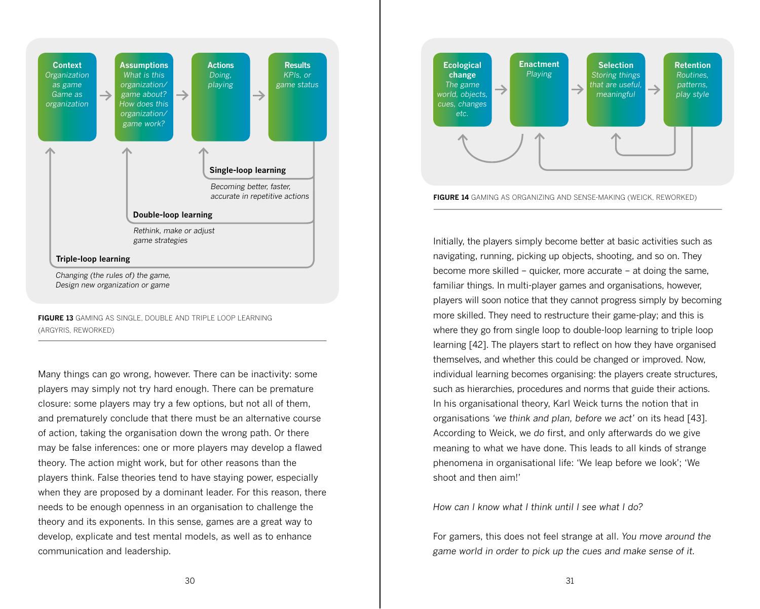Context
*Organization as game Game as organization*

Assumptions
*What is this organization/ game about? How does this organization/ game work?*

Actions
*Doing, playing*

Results
*KPIs, or game status*

**Single-loop learning**

*Becoming better, faster, accurate in repetitive actions*

**Double-loop learning**

*Rethink, make or adjust game strategies*

**Triple-loop learning**

*Changing (the rules of) the game, Design new organization or game*

**FIGURE 13** GAMING AS SINGLE, DOUBLE AND TRIPLE LOOP LEARNING (ARGYRIS, REWORKED)

Many things can go wrong, however. There can be inactivity: some players may simply not try hard enough. There can be premature closure: some players may try a few options, but not all of them, and prematurely conclude that there must be an alternative course of action, taking the organisation down the wrong path. Or there may be false inferences: one or more players may develop a flawed theory. The action might work, but for other reasons than the players think. False theories tend to have staying power, especially when they are proposed by a dominant leader. For this reason, there needs to be enough openness in an organisation to challenge the theory and its exponents. In this sense, games are a great way to develop, explicate and test mental models, as well as to enhance communication and leadership.

Ecological change
*The game world, objects, cues, changes etc.*

Enactment
*Playing*

Selection
*Storing things that are useful, meaningful*

Retention
*Routines, patterns, play style*

**FIGURE 14** GAMING AS ORGANIZING AND SENSE-MAKING (WEICK, REWORKED)

Initially, the players simply become better at basic activities such as navigating, running, picking up objects, shooting, and so on. They become more skilled – quicker, more accurate – at doing the same, familiar things. In multi-player games and organisations, however, players will soon notice that they cannot progress simply by becoming more skilled. They need to restructure their game-play; and this is where they go from single loop to double-loop learning to triple loop learning [42]. The players start to reflect on how they have organised themselves, and whether this could be changed or improved. Now, individual learning becomes organising: the players create structures, such as hierarchies, procedures and norms that guide their actions. In his organisational theory, Karl Weick turns the notion that in organisations *'we think and plan, before we act'* on its head [43]. According to Weick, we *do* first, and only afterwards do we give meaning to what we have done. This leads to all kinds of strange phenomena in organisational life: 'We leap before we look'; 'We shoot and then aim!'

*How can I know what I think until I see what I do?*

For gamers, this does not feel strange at all. *You move around the game world in order to pick up the cues and make sense of it.*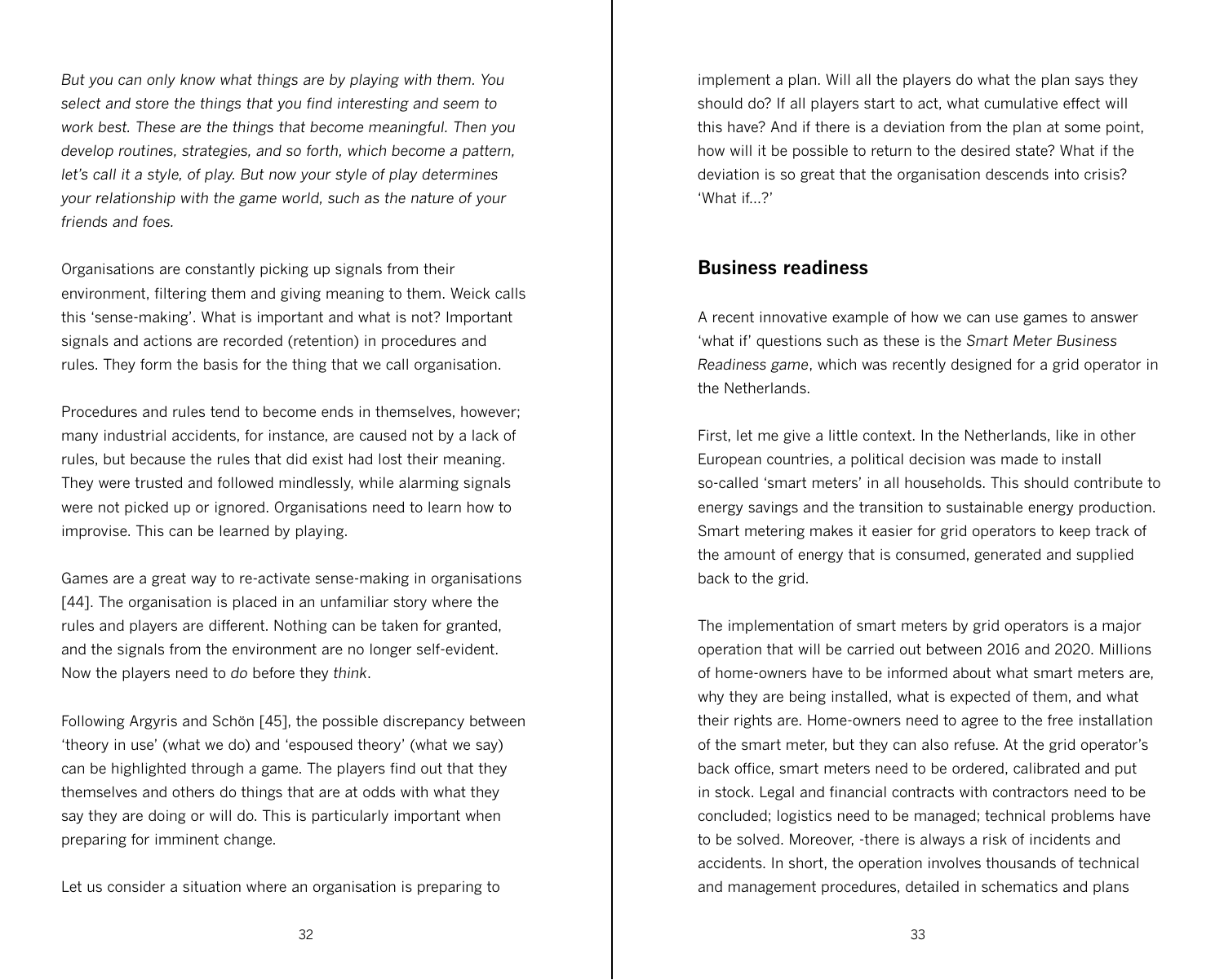*But you can only know what things are by playing with them. You select and store the things that you find interesting and seem to work best. These are the things that become meaningful. Then you develop routines, strategies, and so forth, which become a pattern, let's call it a style, of play. But now your style of play determines your relationship with the game world, such as the nature of your friends and foes.*

Organisations are constantly picking up signals from their environment, filtering them and giving meaning to them. Weick calls this 'sense-making'. What is important and what is not? Important signals and actions are recorded (retention) in procedures and rules. They form the basis for the thing that we call organisation.

Procedures and rules tend to become ends in themselves, however; many industrial accidents, for instance, are caused not by a lack of rules, but because the rules that did exist had lost their meaning. They were trusted and followed mindlessly, while alarming signals were not picked up or ignored. Organisations need to learn how to improvise. This can be learned by playing.

Games are a great way to re-activate sense-making in organisations [44]. The organisation is placed in an unfamiliar story where the rules and players are different. Nothing can be taken for granted, and the signals from the environment are no longer self-evident. Now the players need to *do* before they *think*.

Following Argyris and Schön [45], the possible discrepancy between 'theory in use' (what we do) and 'espoused theory' (what we say) can be highlighted through a game. The players find out that they themselves and others do things that are at odds with what they say they are doing or will do. This is particularly important when preparing for imminent change.

Let us consider a situation where an organisation is preparing to implement a plan. Will all the players do what the plan says they should do? If all players start to act, what cumulative effect will this have? And if there is a deviation from the plan at some point, how will it be possible to return to the desired state? What if the deviation is so great that the organisation descends into crisis? 'What if...?'

## Business readiness

A recent innovative example of how we can use games to answer 'what if' questions such as these is the *Smart Meter Business Readiness game*, which was recently designed for a grid operator in the Netherlands.

First, let me give a little context. In the Netherlands, like in other European countries, a political decision was made to install so-called 'smart meters' in all households. This should contribute to energy savings and the transition to sustainable energy production. Smart metering makes it easier for grid operators to keep track of the amount of energy that is consumed, generated and supplied back to the grid.

The implementation of smart meters by grid operators is a major operation that will be carried out between 2016 and 2020. Millions of home-owners have to be informed about what smart meters are, why they are being installed, what is expected of them, and what their rights are. Home-owners need to agree to the free installation of the smart meter, but they can also refuse. At the grid operator's back office, smart meters need to be ordered, calibrated and put in stock. Legal and financial contracts with contractors need to be concluded; logistics need to be managed; technical problems have to be solved. Moreover, -there is always a risk of incidents and accidents. In short, the operation involves thousands of technical and management procedures, detailed in schematics and plans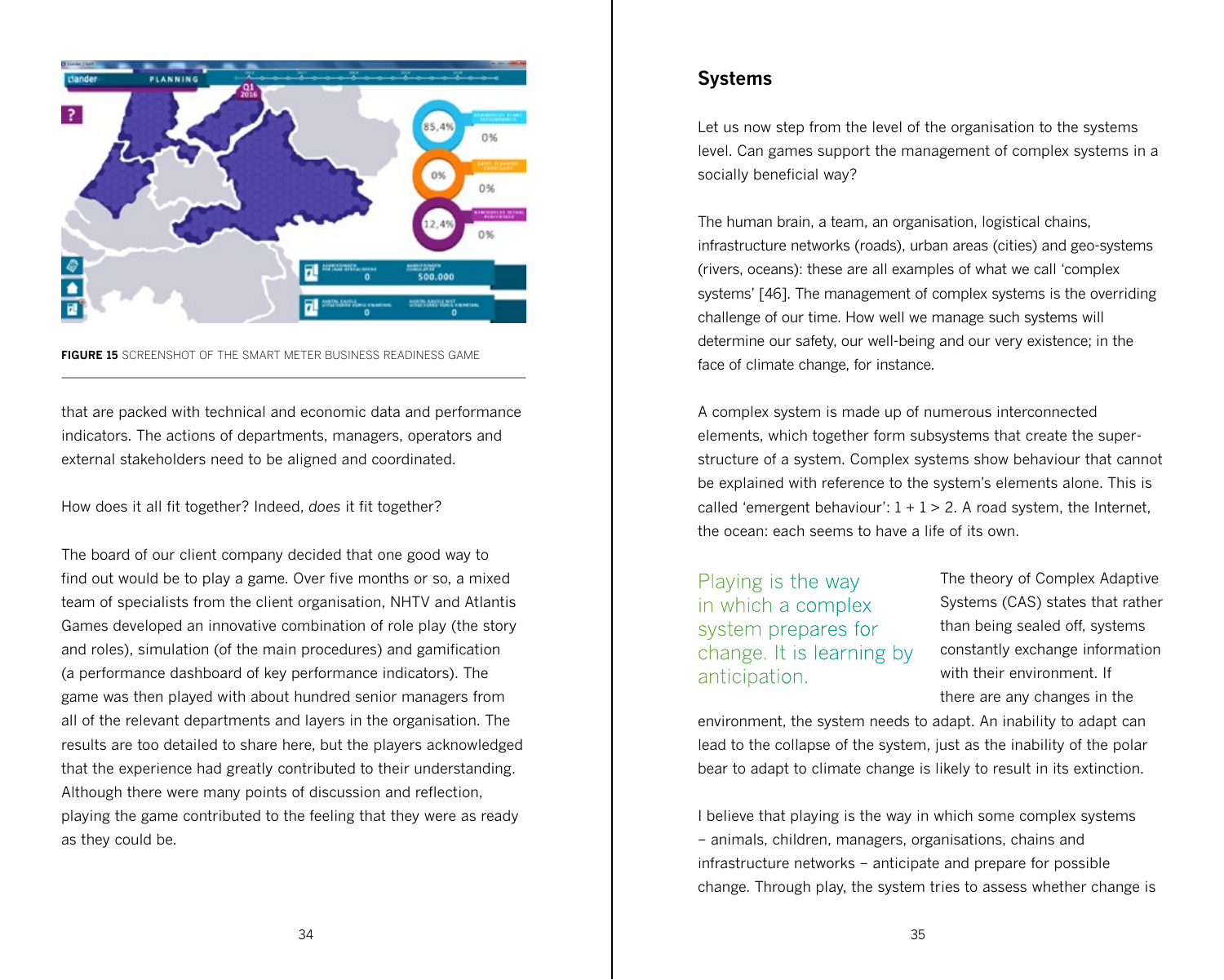**FIGURE 15** SCREENSHOT OF THE SMART METER BUSINESS READINESS GAME

that are packed with technical and economic data and performance indicators. The actions of departments, managers, operators and external stakeholders need to be aligned and coordinated.

How does it all fit together? Indeed, *does* it fit together?

The board of our client company decided that one good way to find out would be to play a game. Over five months or so, a mixed team of specialists from the client organisation, NHTV and Atlantis Games developed an innovative combination of role play (the story and roles), simulation (of the main procedures) and gamification (a performance dashboard of key performance indicators). The game was then played with about hundred senior managers from all of the relevant departments and layers in the organisation. The results are too detailed to share here, but the players acknowledged that the experience had greatly contributed to their understanding. Although there were many points of discussion and reflection, playing the game contributed to the feeling that they were as ready as they could be.

## Systems

Let us now step from the level of the organisation to the systems level. Can games support the management of complex systems in a socially beneficial way?

The human brain, a team, an organisation, logistical chains, infrastructure networks (roads), urban areas (cities) and geo-systems (rivers, oceans): these are all examples of what we call 'complex systems' [46]. The management of complex systems is the overriding challenge of our time. How well we manage such systems will determine our safety, our well-being and our very existence; in the face of climate change, for instance.

A complex system is made up of numerous interconnected elements, which together form subsystems that create the super-structure of a system. Complex systems show behaviour that cannot be explained with reference to the system's elements alone. This is called 'emergent behaviour': $1 + 1 > 2$. A road system, the Internet, the ocean: each seems to have a life of its own.

> Playing is the way in which a complex system prepares for change. It is learning by anticipation.

The theory of Complex Adaptive Systems (CAS) states that rather than being sealed off, systems constantly exchange information with their environment. If there are any changes in the environment, the system needs to adapt. An inability to adapt can lead to the collapse of the system, just as the inability of the polar bear to adapt to climate change is likely to result in its extinction.

I believe that playing is the way in which some complex systems – animals, children, managers, organisations, chains and infrastructure networks – anticipate and prepare for possible change. Through play, the system tries to assess whether change is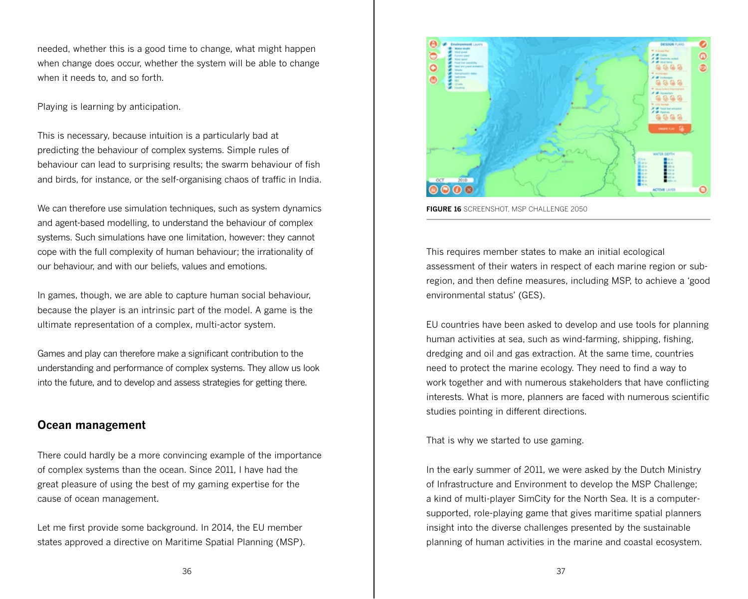needed, whether this is a good time to change, what might happen when change does occur, whether the system will be able to change when it needs to, and so forth.

Playing is learning by anticipation.

This is necessary, because intuition is a particularly bad at predicting the behaviour of complex systems. Simple rules of behaviour can lead to surprising results; the swarm behaviour of fish and birds, for instance, or the self-organising chaos of traffic in India.

We can therefore use simulation techniques, such as system dynamics and agent-based modelling, to understand the behaviour of complex systems. Such simulations have one limitation, however: they cannot cope with the full complexity of human behaviour; the irrationality of our behaviour, and with our beliefs, values and emotions.

In games, though, we are able to capture human social behaviour, because the player is an intrinsic part of the model. A game is the ultimate representation of a complex, multi-actor system.

Games and play can therefore make a significant contribution to the understanding and performance of complex systems. They allow us look into the future, and to develop and assess strategies for getting there.

## Ocean management

There could hardly be a more convincing example of the importance of complex systems than the ocean. Since 2011, I have had the great pleasure of using the best of my gaming expertise for the cause of ocean management.

Let me first provide some background. In 2014, the EU member states approved a directive on Maritime Spatial Planning (MSP).

**FIGURE 16** SCREENSHOT, MSP CHALLENGE 2050

This requires member states to make an initial ecological assessment of their waters in respect of each marine region or sub-region, and then define measures, including MSP, to achieve a 'good environmental status' (GES).

EU countries have been asked to develop and use tools for planning human activities at sea, such as wind-farming, shipping, fishing, dredging and oil and gas extraction. At the same time, countries need to protect the marine ecology. They need to find a way to work together and with numerous stakeholders that have conflicting interests. What is more, planners are faced with numerous scientific studies pointing in different directions.

That is why we started to use gaming.

In the early summer of 2011, we were asked by the Dutch Ministry of Infrastructure and Environment to develop the MSP Challenge; a kind of multi-player SimCity for the North Sea. It is a computer-supported, role-playing game that gives maritime spatial planners insight into the diverse challenges presented by the sustainable planning of human activities in the marine and coastal ecosystem.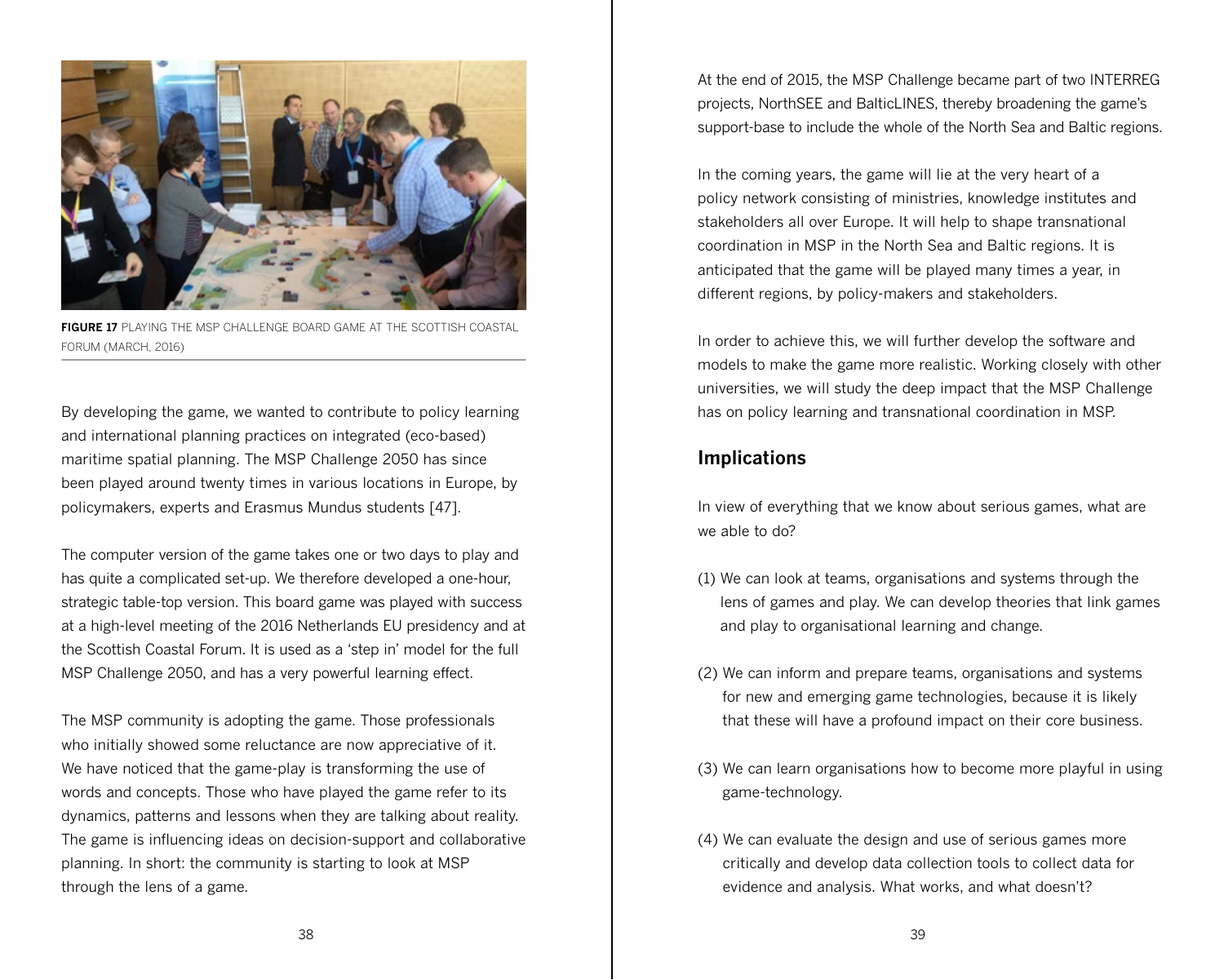FIGURE 17 PLAYING THE MSP CHALLENGE BOARD GAME AT THE SCOTTISH COASTAL FORUM (MARCH, 2016)

By developing the game, we wanted to contribute to policy learning and international planning practices on integrated (eco-based) maritime spatial planning. The MSP Challenge 2050 has since been played around twenty times in various locations in Europe, by policymakers, experts and Erasmus Mundus students [47].

The computer version of the game takes one or two days to play and has quite a complicated set-up. We therefore developed a one-hour, strategic table-top version. This board game was played with success at a high-level meeting of the 2016 Netherlands EU presidency and at the Scottish Coastal Forum. It is used as a 'step in' model for the full MSP Challenge 2050, and has a very powerful learning effect.

The MSP community is adopting the game. Those professionals who initially showed some reluctance are now appreciative of it. We have noticed that the game-play is transforming the use of words and concepts. Those who have played the game refer to its dynamics, patterns and lessons when they are talking about reality. The game is influencing ideas on decision-support and collaborative planning. In short: the community is starting to look at MSP through the lens of a game.

At the end of 2015, the MSP Challenge became part of two INTERREG projects, NorthSEE and BalticLINES, thereby broadening the game's support-base to include the whole of the North Sea and Baltic regions.

In the coming years, the game will lie at the very heart of a policy network consisting of ministries, knowledge institutes and stakeholders all over Europe. It will help to shape transnational coordination in MSP in the North Sea and Baltic regions. It is anticipated that the game will be played many times a year, in different regions, by policy-makers and stakeholders.

In order to achieve this, we will further develop the software and models to make the game more realistic. Working closely with other universities, we will study the deep impact that the MSP Challenge has on policy learning and transnational coordination in MSP.

## Implications

In view of everything that we know about serious games, what are we able to do?

(1) We can look at teams, organisations and systems through the lens of games and play. We can develop theories that link games and play to organisational learning and change.

(2) We can inform and prepare teams, organisations and systems for new and emerging game technologies, because it is likely that these will have a profound impact on their core business.

(3) We can learn organisations how to become more playful in using game-technology.

(4) We can evaluate the design and use of serious games more critically and develop data collection tools to collect data for evidence and analysis. What works, and what doesn't?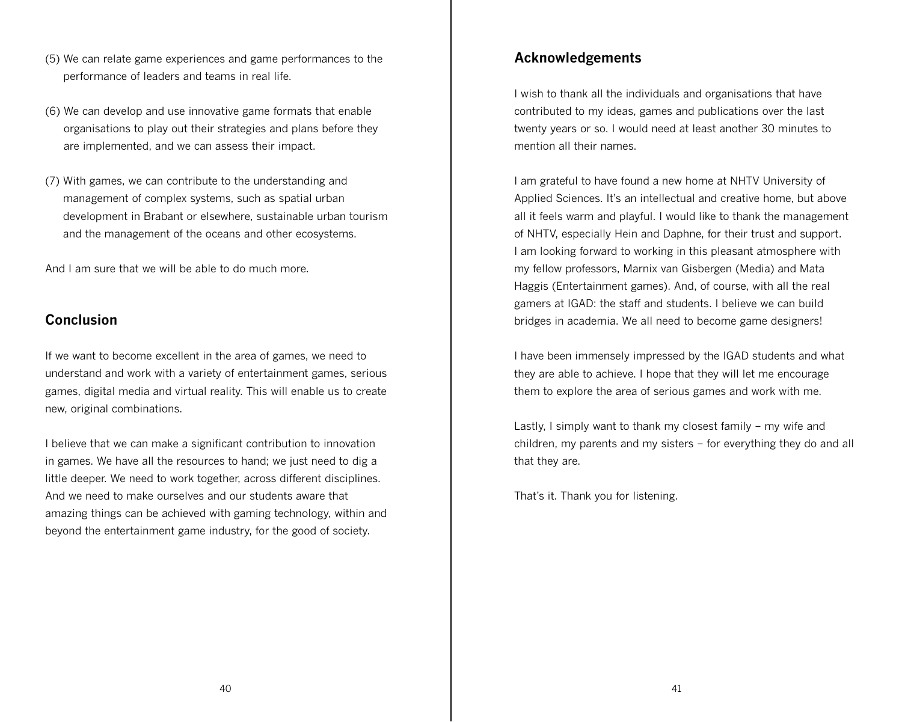(5) We can relate game experiences and game performances to the performance of leaders and teams in real life.

(6) We can develop and use innovative game formats that enable organisations to play out their strategies and plans before they are implemented, and we can assess their impact.

(7) With games, we can contribute to the understanding and management of complex systems, such as spatial urban development in Brabant or elsewhere, sustainable urban tourism and the management of the oceans and other ecosystems.

And I am sure that we will be able to do much more.

## Conclusion

If we want to become excellent in the area of games, we need to understand and work with a variety of entertainment games, serious games, digital media and virtual reality. This will enable us to create new, original combinations.

I believe that we can make a significant contribution to innovation in games. We have all the resources to hand; we just need to dig a little deeper. We need to work together, across different disciplines. And we need to make ourselves and our students aware that amazing things can be achieved with gaming technology, within and beyond the entertainment game industry, for the good of society.

## Acknowledgements

I wish to thank all the individuals and organisations that have contributed to my ideas, games and publications over the last twenty years or so. I would need at least another 30 minutes to mention all their names.

I am grateful to have found a new home at NHTV University of Applied Sciences. It's an intellectual and creative home, but above all it feels warm and playful. I would like to thank the management of NHTV, especially Hein and Daphne, for their trust and support. I am looking forward to working in this pleasant atmosphere with my fellow professors, Marnix van Gisbergen (Media) and Mata Haggis (Entertainment games). And, of course, with all the real gamers at IGAD: the staff and students. I believe we can build bridges in academia. We all need to become game designers!

I have been immensely impressed by the IGAD students and what they are able to achieve. I hope that they will let me encourage them to explore the area of serious games and work with me.

Lastly, I simply want to thank my closest family – my wife and children, my parents and my sisters – for everything they do and all that they are.

That's it. Thank you for listening.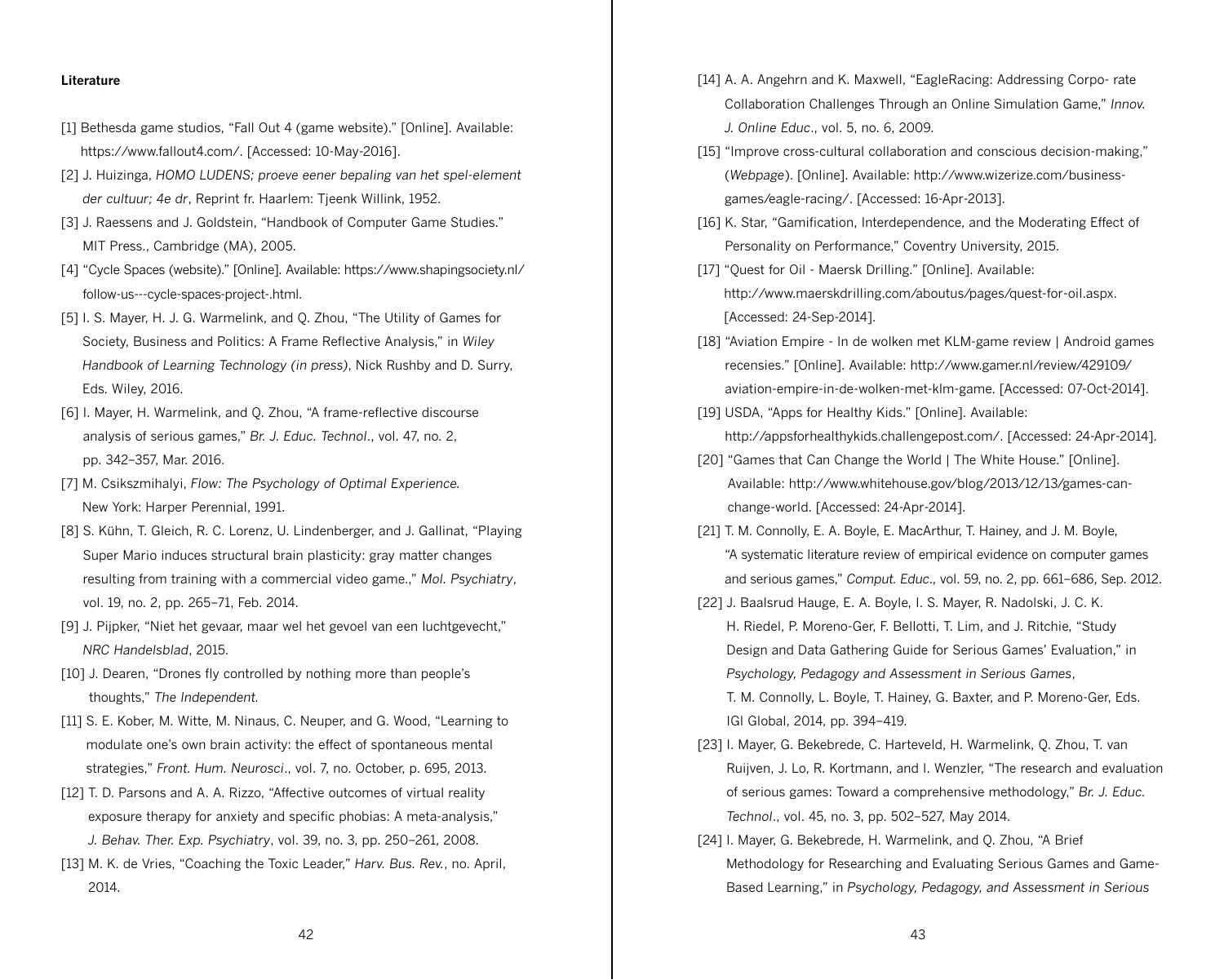**Literature**

[1] Bethesda game studios, "Fall Out 4 (game website)." [Online]. Available: https://www.fallout4.com/. [Accessed: 10-May-2016].

[2] J. Huizinga, *HOMO LUDENS; proeve eener bepaling van het spel-element der cultuur; 4e dr*, Reprint fr. Haarlem: Tjeenk Willink, 1952.

[3] J. Raessens and J. Goldstein, "Handbook of Computer Game Studies." MIT Press., Cambridge (MA), 2005.

[4] "Cycle Spaces (website)." [Online]. Available: https://www.shapingsociety.nl/follow-us---cycle-spaces-project-.html.

[5] I. S. Mayer, H. J. G. Warmelink, and Q. Zhou, "The Utility of Games for Society, Business and Politics: A Frame Reflective Analysis," in *Wiley Handbook of Learning Technology (in press)*, Nick Rushby and D. Surry, Eds. Wiley, 2016.

[6] I. Mayer, H. Warmelink, and Q. Zhou, "A frame-reflective discourse analysis of serious games," *Br. J. Educ. Technol*., vol. 47, no. 2, pp. 342–357, Mar. 2016.

[7] M. Csikszmihalyi, *Flow: The Psychology of Optimal Experience.* New York: Harper Perennial, 1991.

[8] S. Kühn, T. Gleich, R. C. Lorenz, U. Lindenberger, and J. Gallinat, "Playing Super Mario induces structural brain plasticity: gray matter changes resulting from training with a commercial video game.," *Mol. Psychiatry*, vol. 19, no. 2, pp. 265–71, Feb. 2014.

[9] J. Pijpker, "Niet het gevaar, maar wel het gevoel van een luchtgevecht," *NRC Handelsblad*, 2015.

[10] J. Dearen, "Drones fly controlled by nothing more than people's thoughts," *The Independent.*

[11] S. E. Kober, M. Witte, M. Ninaus, C. Neuper, and G. Wood, "Learning to modulate one's own brain activity: the effect of spontaneous mental strategies," *Front. Hum. Neurosci*., vol. 7, no. October, p. 695, 2013.

[12] T. D. Parsons and A. A. Rizzo, "Affective outcomes of virtual reality exposure therapy for anxiety and specific phobias: A meta-analysis," *J. Behav. Ther. Exp. Psychiatry*, vol. 39, no. 3, pp. 250–261, 2008.

[13] M. K. de Vries, "Coaching the Toxic Leader," *Harv. Bus. Rev.*, no. April, 2014.

[14] A. A. Angehrn and K. Maxwell, "EagleRacing: Addressing Corpo- rate Collaboration Challenges Through an Online Simulation Game," *Innov. J. Online Educ*., vol. 5, no. 6, 2009.

[15] "Improve cross-cultural collaboration and conscious decision-making," (*Webpage*). [Online]. Available: http://www.wizerize.com/business-games/eagle-racing/. [Accessed: 16-Apr-2013].

[16] K. Star, "Gamification, Interdependence, and the Moderating Effect of Personality on Performance," Coventry University, 2015.

[17] "Quest for Oil - Maersk Drilling." [Online]. Available: http://www.maerskdrilling.com/aboutus/pages/quest-for-oil.aspx. [Accessed: 24-Sep-2014].

[18] "Aviation Empire - In de wolken met KLM-game review | Android games recensies." [Online]. Available: http://www.gamer.nl/review/429109/aviation-empire-in-de-wolken-met-klm-game. [Accessed: 07-Oct-2014].

[19] USDA, "Apps for Healthy Kids." [Online]. Available: http://appsforhealthykids.challengepost.com/. [Accessed: 24-Apr-2014].

[20] "Games that Can Change the World | The White House." [Online]. Available: http://www.whitehouse.gov/blog/2013/12/13/games-can-change-world. [Accessed: 24-Apr-2014].

[21] T. M. Connolly, E. A. Boyle, E. MacArthur, T. Hainey, and J. M. Boyle, "A systematic literature review of empirical evidence on computer games and serious games," *Comput. Educ*., vol. 59, no. 2, pp. 661–686, Sep. 2012.

[22] J. Baalsrud Hauge, E. A. Boyle, I. S. Mayer, R. Nadolski, J. C. K. H. Riedel, P. Moreno-Ger, F. Bellotti, T. Lim, and J. Ritchie, "Study Design and Data Gathering Guide for Serious Games' Evaluation," in *Psychology, Pedagogy and Assessment in Serious Games*, T. M. Connolly, L. Boyle, T. Hainey, G. Baxter, and P. Moreno-Ger, Eds. IGI Global, 2014, pp. 394–419.

[23] I. Mayer, G. Bekebrede, C. Harteveld, H. Warmelink, Q. Zhou, T. van Ruijven, J. Lo, R. Kortmann, and I. Wenzler, "The research and evaluation of serious games: Toward a comprehensive methodology," *Br. J. Educ. Technol*., vol. 45, no. 3, pp. 502–527, May 2014.

[24] I. Mayer, G. Bekebrede, H. Warmelink, and Q. Zhou, "A Brief Methodology for Researching and Evaluating Serious Games and Game-Based Learning," in *Psychology, Pedagogy, and Assessment in Serious*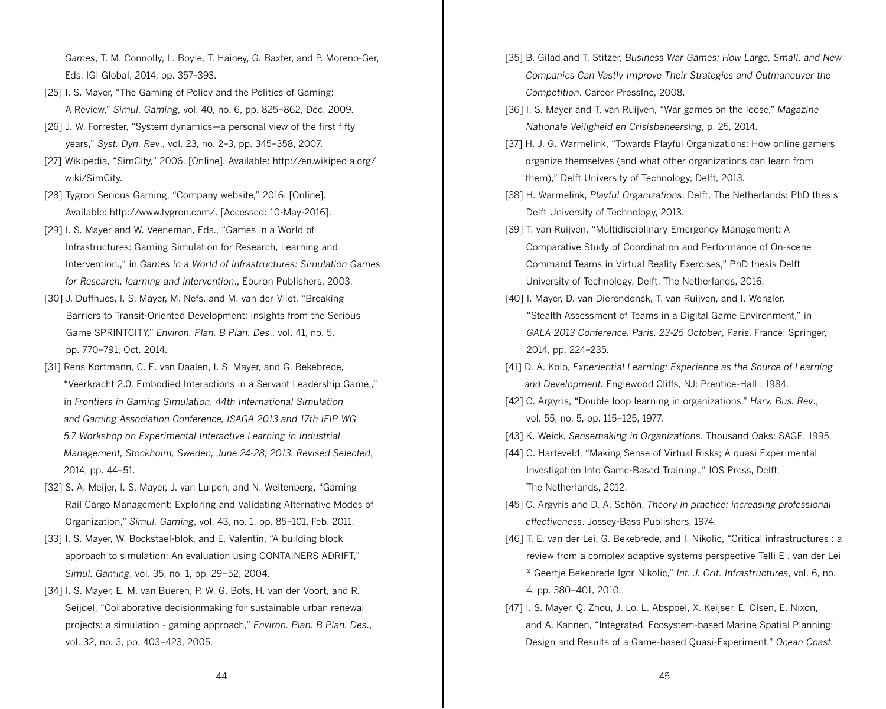*Games*, T. M. Connolly, L. Boyle, T. Hainey, G. Baxter, and P. Moreno-Ger, Eds. IGI Global, 2014, pp. 357–393.

[25] I. S. Mayer, "The Gaming of Policy and the Politics of Gaming: A Review," *Simul. Gaming*, vol. 40, no. 6, pp. 825–862, Dec. 2009.

[26] J. W. Forrester, "System dynamics—a personal view of the first fifty years," *Syst. Dyn. Rev*., vol. 23, no. 2–3, pp. 345–358, 2007.

[27] Wikipedia, "SimCity," 2006. [Online]. Available: http://en.wikipedia.org/wiki/SimCity.

[28] Tygron Serious Gaming, "Company website," 2016. [Online]. Available: http://www.tygron.com/. [Accessed: 10-May-2016].

[29] I. S. Mayer and W. Veeneman, Eds., "Games in a World of Infrastructures: Gaming Simulation for Research, Learning and Intervention.," in *Games in a World of Infrastructures: Simulation Games for Research, learning and intervention*., Eburon Publishers, 2003.

[30] J. Duffhues, I. S. Mayer, M. Nefs, and M. van der Vliet, "Breaking Barriers to Transit-Oriented Development: Insights from the Serious Game SPRINTCITY," *Environ. Plan. B Plan. Des*., vol. 41, no. 5, pp. 770–791, Oct. 2014.

[31] Rens Kortmann, C. E. van Daalen, I. S. Mayer, and G. Bekebrede, "Veerkracht 2.0. Embodied Interactions in a Servant Leadership Game.," in *Frontiers in Gaming Simulation. 44th International Simulation and Gaming Association Conference, ISAGA 2013 and 17th IFIP WG 5.7 Workshop on Experimental Interactive Learning in Industrial Management, Stockholm, Sweden, June 24-28, 2013. Revised Selected*, 2014, pp. 44–51.

[32] S. A. Meijer, I. S. Mayer, J. van Luipen, and N. Weitenberg, "Gaming Rail Cargo Management: Exploring and Validating Alternative Modes of Organization," *Simul. Gaming*, vol. 43, no. 1, pp. 85–101, Feb. 2011.

[33] I. S. Mayer, W. Bockstael-blok, and E. Valentin, "A building block approach to simulation: An evaluation using CONTAINERS ADRIFT," *Simul. Gaming*, vol. 35, no. 1, pp. 29–52, 2004.

[34] I. S. Mayer, E. M. van Bueren, P. W. G. Bots, H. van der Voort, and R. Seijdel, "Collaborative decisionmaking for sustainable urban renewal projects: a simulation - gaming approach," *Environ. Plan. B Plan. Des*., vol. 32, no. 3, pp. 403–423, 2005.

[35] B. Gilad and T. Stitzer, *Business War Games: How Large, Small, and New Companies Can Vastly Improve Their Strategies and Outmaneuver the Competition*. Career PressInc, 2008.

[36] I. S. Mayer and T. van Ruijven, "War games on the loose," *Magazine Nationale Veiligheid en Crisisbeheersing*, p. 25, 2014.

[37] H. J. G. Warmelink, "Towards Playful Organizations: How online gamers organize themselves (and what other organizations can learn from them)," Delft University of Technology, Delft, 2013.

[38] H. Warmelink, *Playful Organizations*. Delft, The Netherlands: PhD thesis Delft University of Technology, 2013.

[39] T. van Ruijven, "Multidisciplinary Emergency Management: A Comparative Study of Coordination and Performance of On-scene Command Teams in Virtual Reality Exercises," PhD thesis Delft University of Technology, Delft, The Netherlands, 2016.

[40] I. Mayer, D. van Dierendonck, T. van Ruijven, and I. Wenzler, "Stealth Assessment of Teams in a Digital Game Environment," in *GALA 2013 Conference, Paris, 23-25 October*, Paris, France: Springer, 2014, pp. 224–235.

[41] D. A. Kolb, *Experiential Learning: Experience as the Source of Learning and Development.* Englewood Cliffs, NJ: Prentice-Hall , 1984.

[42] C. Argyris, "Double loop learning in organizations," *Harv. Bus. Rev*., vol. 55, no. 5, pp. 115–125, 1977.

[43] K. Weick, *Sensemaking in Organizations*. Thousand Oaks: SAGE, 1995.

[44] C. Harteveld, "Making Sense of Virtual Risks; A quasi Experimental Investigation Into Game-Based Training.," IOS Press, Delft, The Netherlands, 2012.

[45] C. Argyris and D. A. Schön, *Theory in practice: increasing professional effectiveness*. Jossey-Bass Publishers, 1974.

[46] T. E. van der Lei, G. Bekebrede, and I. Nikolic, "Critical infrastructures : a review from a complex adaptive systems perspective Telli E . van der Lei * Geertje Bekebrede Igor Nikolic," *Int. J. Crit. Infrastructures*, vol. 6, no. 4, pp. 380–401, 2010.

[47] I. S. Mayer, Q. Zhou, J. Lo, L. Abspoel, X. Keijser, E. Olsen, E. Nixon, and A. Kannen, "Integrated, Ecosystem-based Marine Spatial Planning: Design and Results of a Game-based Quasi-Experiment," *Ocean Coast.*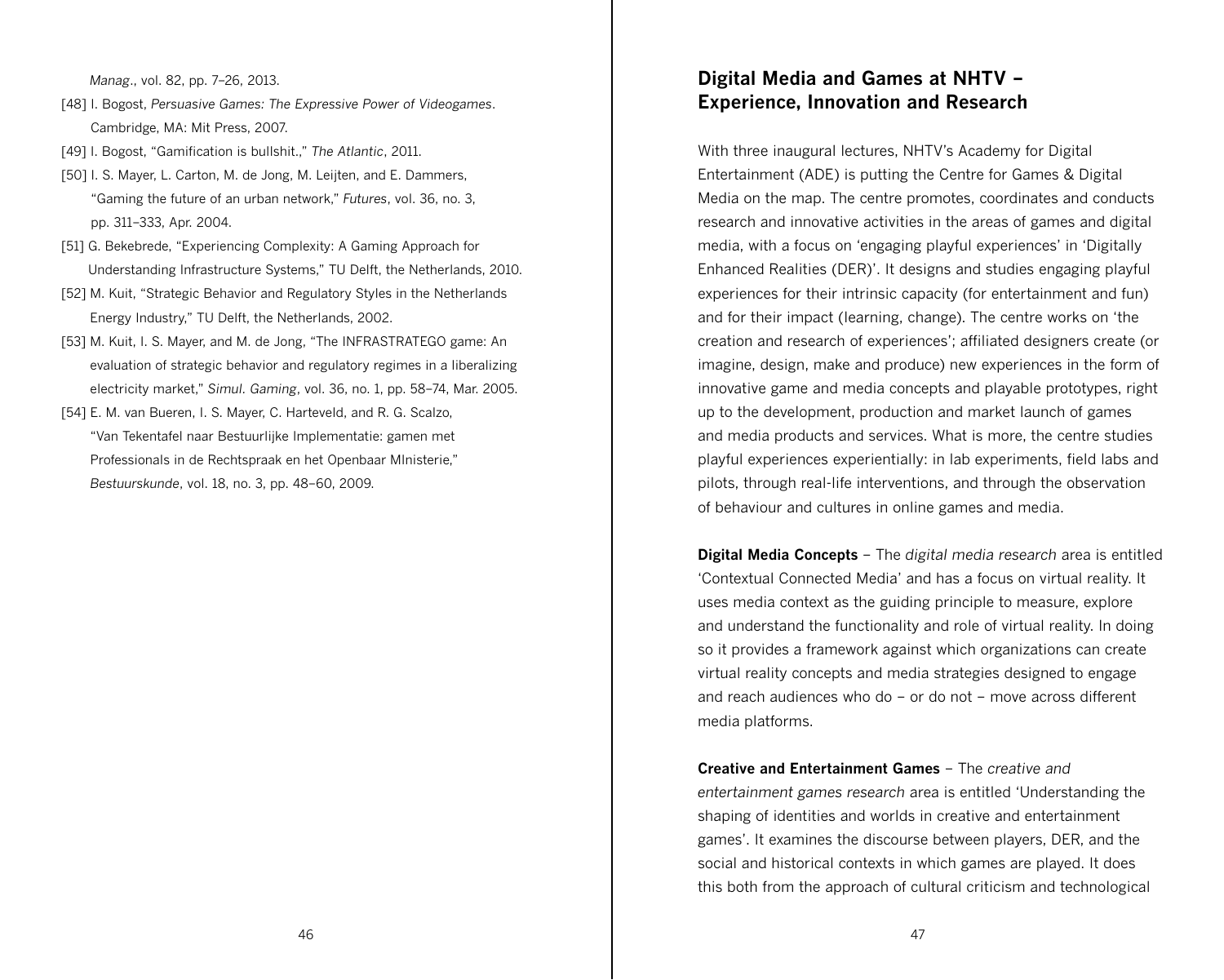*Manag.*, vol. 82, pp. 7–26, 2013.

[48] I. Bogost, *Persuasive Games: The Expressive Power of Videogames*. Cambridge, MA: Mit Press, 2007.

[49] I. Bogost, "Gamification is bullshit.," *The Atlantic*, 2011.

[50] I. S. Mayer, L. Carton, M. de Jong, M. Leijten, and E. Dammers, "Gaming the future of an urban network," *Futures*, vol. 36, no. 3, pp. 311–333, Apr. 2004.

[51] G. Bekebrede, "Experiencing Complexity: A Gaming Approach for Understanding Infrastructure Systems," TU Delft, the Netherlands, 2010.

[52] M. Kuit, "Strategic Behavior and Regulatory Styles in the Netherlands Energy Industry," TU Delft, the Netherlands, 2002.

[53] M. Kuit, I. S. Mayer, and M. de Jong, "The INFRASTRATEGO game: An evaluation of strategic behavior and regulatory regimes in a liberalizing electricity market," *Simul. Gaming*, vol. 36, no. 1, pp. 58–74, Mar. 2005.

[54] E. M. van Bueren, I. S. Mayer, C. Harteveld, and R. G. Scalzo, "Van Tekentafel naar Bestuurlijke Implementatie: gamen met Professionals in de Rechtspraak en het Openbaar MInisterie," *Bestuurskunde*, vol. 18, no. 3, pp. 48–60, 2009.

## Digital Media and Games at NHTV – Experience, Innovation and Research

With three inaugural lectures, NHTV's Academy for Digital Entertainment (ADE) is putting the Centre for Games & Digital Media on the map. The centre promotes, coordinates and conducts research and innovative activities in the areas of games and digital media, with a focus on 'engaging playful experiences' in 'Digitally Enhanced Realities (DER)'. It designs and studies engaging playful experiences for their intrinsic capacity (for entertainment and fun) and for their impact (learning, change). The centre works on 'the creation and research of experiences'; affiliated designers create (or imagine, design, make and produce) new experiences in the form of innovative game and media concepts and playable prototypes, right up to the development, production and market launch of games and media products and services. What is more, the centre studies playful experiences experientially: in lab experiments, field labs and pilots, through real-life interventions, and through the observation of behaviour and cultures in online games and media.

**Digital Media Concepts** – The *digital media research* area is entitled 'Contextual Connected Media' and has a focus on virtual reality. It uses media context as the guiding principle to measure, explore and understand the functionality and role of virtual reality. In doing so it provides a framework against which organizations can create virtual reality concepts and media strategies designed to engage and reach audiences who do – or do not – move across different media platforms.

**Creative and Entertainment Games** – The *creative and entertainment games research* area is entitled 'Understanding the shaping of identities and worlds in creative and entertainment games'. It examines the discourse between players, DER, and the social and historical contexts in which games are played. It does this both from the approach of cultural criticism and technological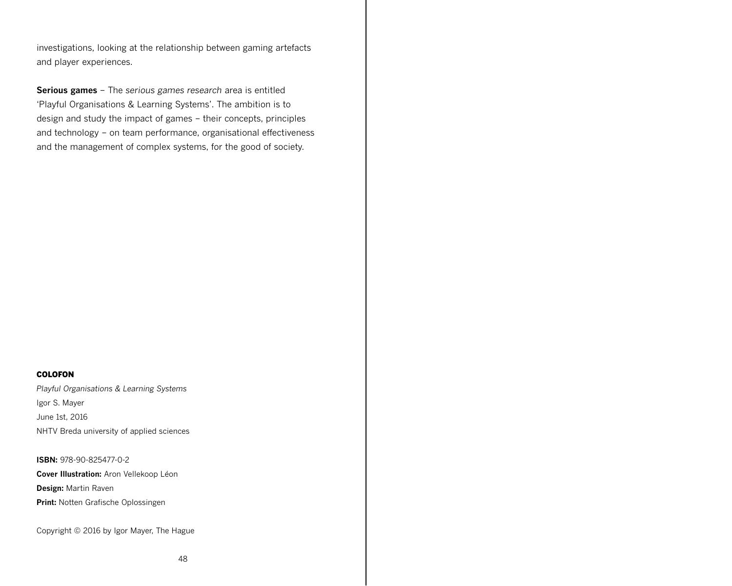investigations, looking at the relationship between gaming artefacts and player experiences.

**Serious games** – The *serious games research* area is entitled 'Playful Organisations & Learning Systems'. The ambition is to design and study the impact of games – their concepts, principles and technology – on team performance, organisational effectiveness and the management of complex systems, for the good of society.

**COLOFON**

*Playful Organisations & Learning Systems*
Igor S. Mayer
June 1st, 2016
NHTV Breda university of applied sciences

**ISBN:** 978-90-825477-0-2
**Cover Illustration:** Aron Vellekoop Léon
**Design:** Martin Raven
**Print:** Notten Grafische Oplossingen

Copyright © 2016 by Igor Mayer, The Hague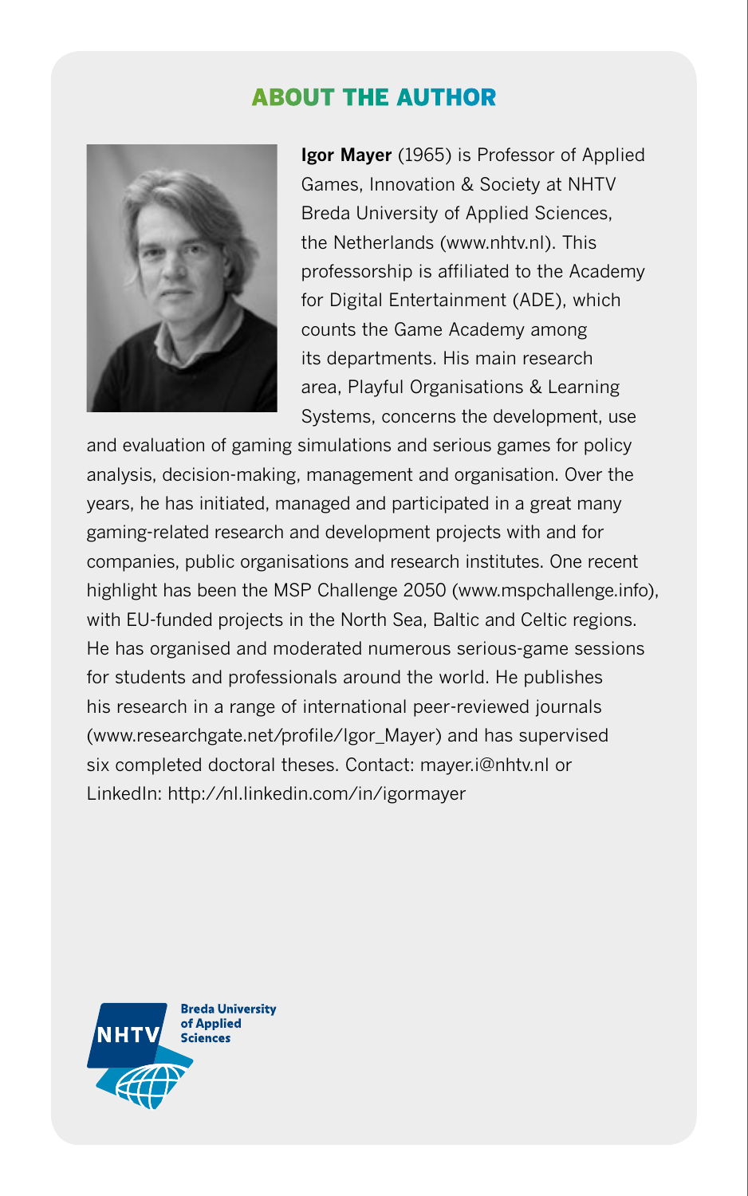## ABOUT THE AUTHOR

**Igor Mayer** (1965) is Professor of Applied Games, Innovation & Society at NHTV Breda University of Applied Sciences, the Netherlands (www.nhtv.nl). This professorship is affiliated to the Academy for Digital Entertainment (ADE), which counts the Game Academy among its departments. His main research area, Playful Organisations & Learning Systems, concerns the development, use and evaluation of gaming simulations and serious games for policy analysis, decision-making, management and organisation. Over the years, he has initiated, managed and participated in a great many gaming-related research and development projects with and for companies, public organisations and research institutes. One recent highlight has been the MSP Challenge 2050 (www.mspchallenge.info), with EU-funded projects in the North Sea, Baltic and Celtic regions. He has organised and moderated numerous serious-game sessions for students and professionals around the world. He publishes his research in a range of international peer-reviewed journals (www.researchgate.net/profile/Igor_Mayer) and has supervised six completed doctoral theses. Contact: mayer.i@nhtv.nl or LinkedIn: http://nl.linkedin.com/in/igormayer

NHTV Breda University of Applied Sciences